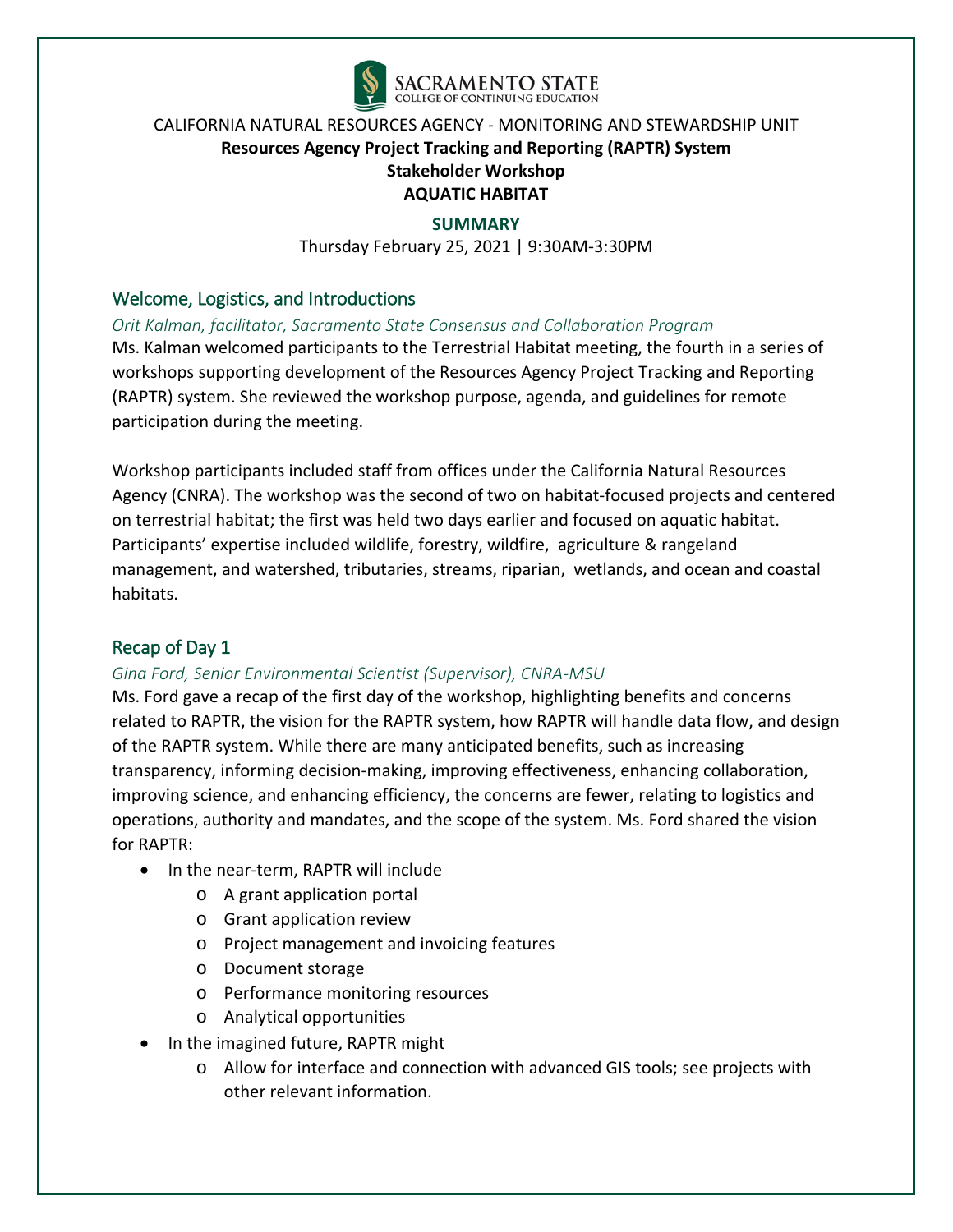SACRAMENTO STATE
COLLEGE OF CONTINUING EDUCATION

CALIFORNIA NATURAL RESOURCES AGENCY - MONITORING AND STEWARDSHIP UNIT

**Resources Agency Project Tracking and Reporting (RAPTR) System**

**Stakeholder Workshop**

**AQUATIC HABITAT**

**SUMMARY**

Thursday February 25, 2021 | 9:30AM-3:30PM

## Welcome, Logistics, and Introductions

*Orit Kalman, facilitator, Sacramento State Consensus and Collaboration Program*

Ms. Kalman welcomed participants to the Terrestrial Habitat meeting, the fourth in a series of workshops supporting development of the Resources Agency Project Tracking and Reporting (RAPTR) system. She reviewed the workshop purpose, agenda, and guidelines for remote participation during the meeting.

Workshop participants included staff from offices under the California Natural Resources Agency (CNRA). The workshop was the second of two on habitat-focused projects and centered on terrestrial habitat; the first was held two days earlier and focused on aquatic habitat. Participants' expertise included wildlife, forestry, wildfire, agriculture & rangeland management, and watershed, tributaries, streams, riparian, wetlands, and ocean and coastal habitats.

## Recap of Day 1

*Gina Ford, Senior Environmental Scientist (Supervisor), CNRA-MSU*

Ms. Ford gave a recap of the first day of the workshop, highlighting benefits and concerns related to RAPTR, the vision for the RAPTR system, how RAPTR will handle data flow, and design of the RAPTR system. While there are many anticipated benefits, such as increasing transparency, informing decision-making, improving effectiveness, enhancing collaboration, improving science, and enhancing efficiency, the concerns are fewer, relating to logistics and operations, authority and mandates, and the scope of the system. Ms. Ford shared the vision for RAPTR:

- In the near-term, RAPTR will include
  - A grant application portal
  - Grant application review
  - Project management and invoicing features
  - Document storage
  - Performance monitoring resources
  - Analytical opportunities
- In the imagined future, RAPTR might
  - Allow for interface and connection with advanced GIS tools; see projects with other relevant information.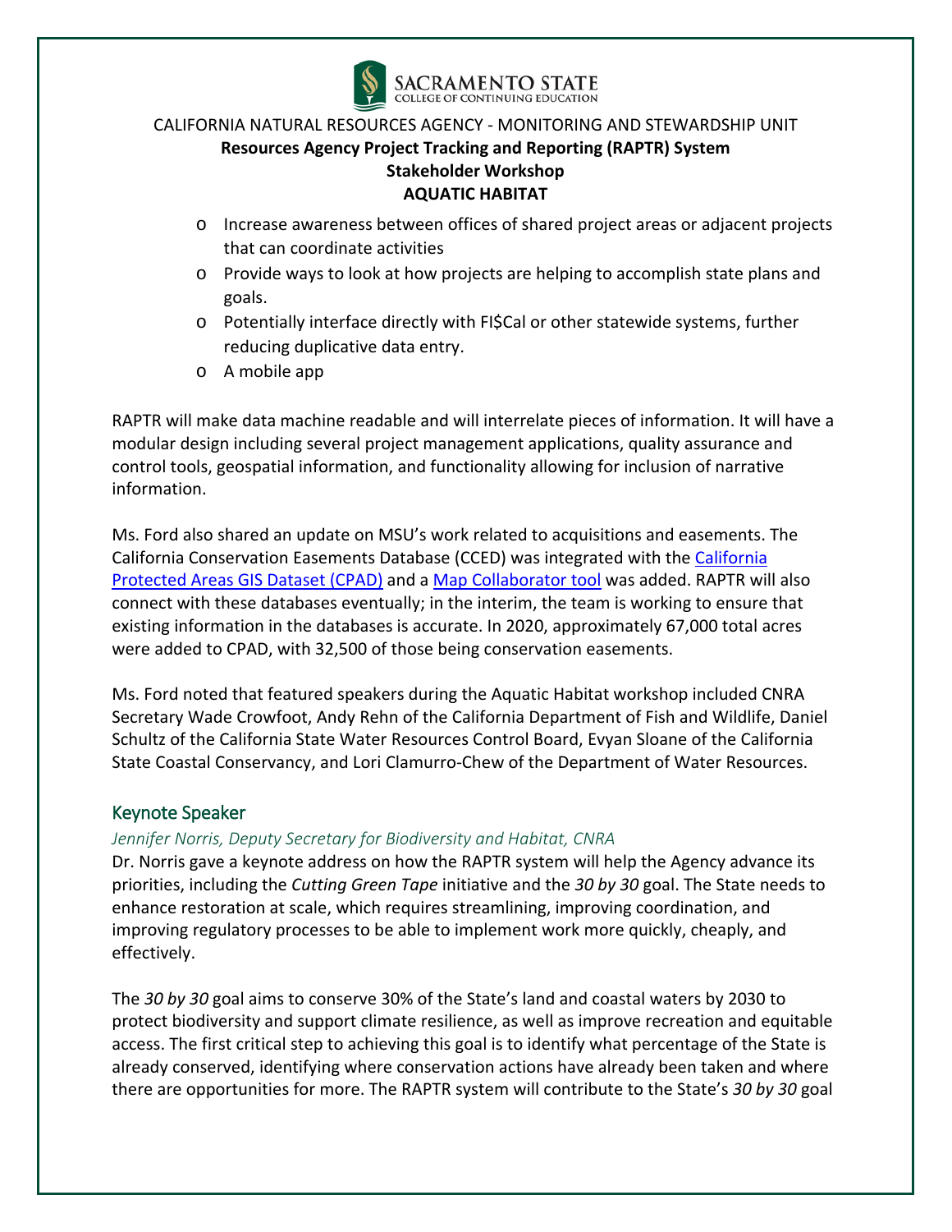- Increase awareness between offices of shared project areas or adjacent projects that can coordinate activities
- Provide ways to look at how projects are helping to accomplish state plans and goals.
- Potentially interface directly with FI$Cal or other statewide systems, further reducing duplicative data entry.
- A mobile app

RAPTR will make data machine readable and will interrelate pieces of information. It will have a modular design including several project management applications, quality assurance and control tools, geospatial information, and functionality allowing for inclusion of narrative information.

Ms. Ford also shared an update on MSU's work related to acquisitions and easements. The California Conservation Easements Database (CCED) was integrated with the [California Protected Areas GIS Dataset (CPAD)]() and a [Map Collaborator tool]() was added. RAPTR will also connect with these databases eventually; in the interim, the team is working to ensure that existing information in the databases is accurate. In 2020, approximately 67,000 total acres were added to CPAD, with 32,500 of those being conservation easements.

Ms. Ford noted that featured speakers during the Aquatic Habitat workshop included CNRA Secretary Wade Crowfoot, Andy Rehn of the California Department of Fish and Wildlife, Daniel Schultz of the California State Water Resources Control Board, Evyan Sloane of the California State Coastal Conservancy, and Lori Clamurro-Chew of the Department of Water Resources.

## Keynote Speaker

*Jennifer Norris, Deputy Secretary for Biodiversity and Habitat, CNRA*

Dr. Norris gave a keynote address on how the RAPTR system will help the Agency advance its priorities, including the *Cutting Green Tape* initiative and the *30 by 30* goal. The State needs to enhance restoration at scale, which requires streamlining, improving coordination, and improving regulatory processes to be able to implement work more quickly, cheaply, and effectively.

The *30 by 30* goal aims to conserve 30% of the State's land and coastal waters by 2030 to protect biodiversity and support climate resilience, as well as improve recreation and equitable access. The first critical step to achieving this goal is to identify what percentage of the State is already conserved, identifying where conservation actions have already been taken and where there are opportunities for more. The RAPTR system will contribute to the State's *30 by 30* goal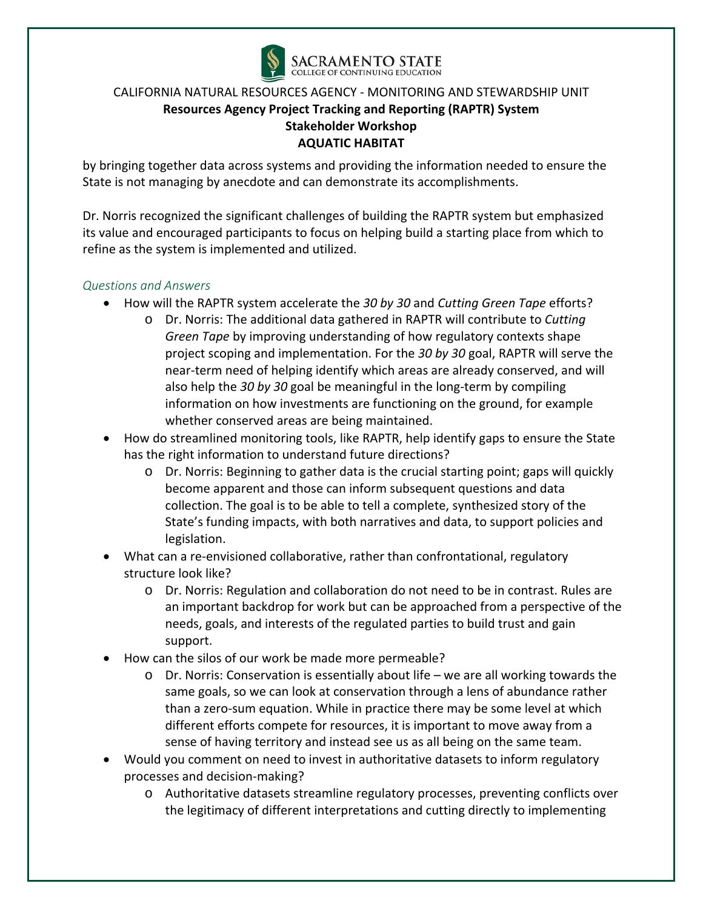by bringing together data across systems and providing the information needed to ensure the State is not managing by anecdote and can demonstrate its accomplishments.

Dr. Norris recognized the significant challenges of building the RAPTR system but emphasized its value and encouraged participants to focus on helping build a starting place from which to refine as the system is implemented and utilized.

*Questions and Answers*

- How will the RAPTR system accelerate the *30 by 30* and *Cutting Green Tape* efforts?
  - Dr. Norris: The additional data gathered in RAPTR will contribute to *Cutting Green Tape* by improving understanding of how regulatory contexts shape project scoping and implementation. For the *30 by 30* goal, RAPTR will serve the near-term need of helping identify which areas are already conserved, and will also help the *30 by 30* goal be meaningful in the long-term by compiling information on how investments are functioning on the ground, for example whether conserved areas are being maintained.
- How do streamlined monitoring tools, like RAPTR, help identify gaps to ensure the State has the right information to understand future directions?
  - Dr. Norris: Beginning to gather data is the crucial starting point; gaps will quickly become apparent and those can inform subsequent questions and data collection. The goal is to be able to tell a complete, synthesized story of the State's funding impacts, with both narratives and data, to support policies and legislation.
- What can a re-envisioned collaborative, rather than confrontational, regulatory structure look like?
  - Dr. Norris: Regulation and collaboration do not need to be in contrast. Rules are an important backdrop for work but can be approached from a perspective of the needs, goals, and interests of the regulated parties to build trust and gain support.
- How can the silos of our work be made more permeable?
  - Dr. Norris: Conservation is essentially about life – we are all working towards the same goals, so we can look at conservation through a lens of abundance rather than a zero-sum equation. While in practice there may be some level at which different efforts compete for resources, it is important to move away from a sense of having territory and instead see us as all being on the same team.
- Would you comment on need to invest in authoritative datasets to inform regulatory processes and decision-making?
  - Authoritative datasets streamline regulatory processes, preventing conflicts over the legitimacy of different interpretations and cutting directly to implementing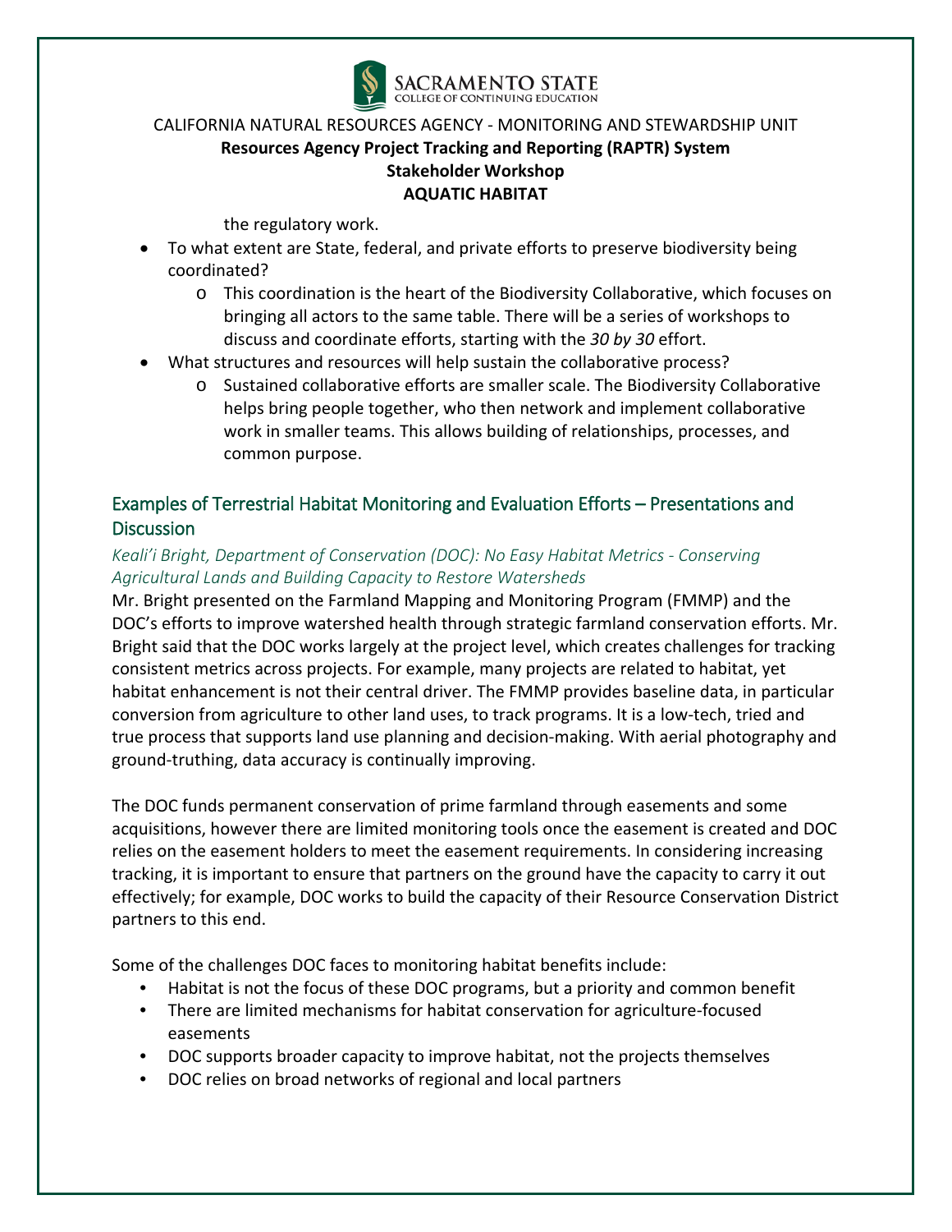the regulatory work.

- To what extent are State, federal, and private efforts to preserve biodiversity being coordinated?
  - This coordination is the heart of the Biodiversity Collaborative, which focuses on bringing all actors to the same table. There will be a series of workshops to discuss and coordinate efforts, starting with the *30 by 30* effort.
- What structures and resources will help sustain the collaborative process?
  - Sustained collaborative efforts are smaller scale. The Biodiversity Collaborative helps bring people together, who then network and implement collaborative work in smaller teams. This allows building of relationships, processes, and common purpose.

## Examples of Terrestrial Habitat Monitoring and Evaluation Efforts – Presentations and Discussion

*Keali'i Bright, Department of Conservation (DOC): No Easy Habitat Metrics - Conserving Agricultural Lands and Building Capacity to Restore Watersheds*

Mr. Bright presented on the Farmland Mapping and Monitoring Program (FMMP) and the DOC's efforts to improve watershed health through strategic farmland conservation efforts. Mr. Bright said that the DOC works largely at the project level, which creates challenges for tracking consistent metrics across projects. For example, many projects are related to habitat, yet habitat enhancement is not their central driver. The FMMP provides baseline data, in particular conversion from agriculture to other land uses, to track programs. It is a low-tech, tried and true process that supports land use planning and decision-making. With aerial photography and ground-truthing, data accuracy is continually improving.

The DOC funds permanent conservation of prime farmland through easements and some acquisitions, however there are limited monitoring tools once the easement is created and DOC relies on the easement holders to meet the easement requirements. In considering increasing tracking, it is important to ensure that partners on the ground have the capacity to carry it out effectively; for example, DOC works to build the capacity of their Resource Conservation District partners to this end.

Some of the challenges DOC faces to monitoring habitat benefits include:

- Habitat is not the focus of these DOC programs, but a priority and common benefit
- There are limited mechanisms for habitat conservation for agriculture-focused easements
- DOC supports broader capacity to improve habitat, not the projects themselves
- DOC relies on broad networks of regional and local partners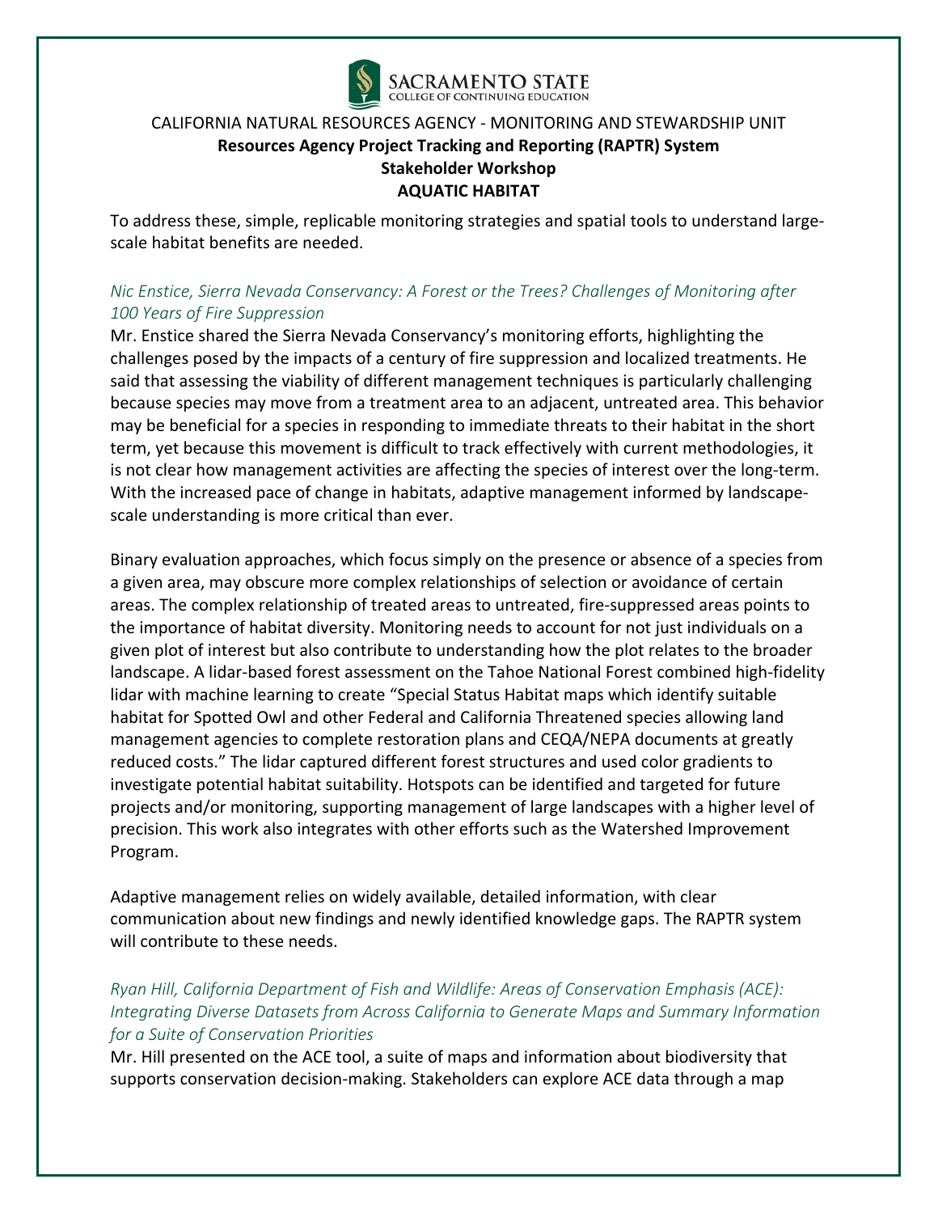To address these, simple, replicable monitoring strategies and spatial tools to understand large-scale habitat benefits are needed.

*Nic Enstice, Sierra Nevada Conservancy: A Forest or the Trees? Challenges of Monitoring after 100 Years of Fire Suppression*

Mr. Enstice shared the Sierra Nevada Conservancy's monitoring efforts, highlighting the challenges posed by the impacts of a century of fire suppression and localized treatments. He said that assessing the viability of different management techniques is particularly challenging because species may move from a treatment area to an adjacent, untreated area. This behavior may be beneficial for a species in responding to immediate threats to their habitat in the short term, yet because this movement is difficult to track effectively with current methodologies, it is not clear how management activities are affecting the species of interest over the long-term. With the increased pace of change in habitats, adaptive management informed by landscape-scale understanding is more critical than ever.

Binary evaluation approaches, which focus simply on the presence or absence of a species from a given area, may obscure more complex relationships of selection or avoidance of certain areas. The complex relationship of treated areas to untreated, fire-suppressed areas points to the importance of habitat diversity. Monitoring needs to account for not just individuals on a given plot of interest but also contribute to understanding how the plot relates to the broader landscape. A lidar-based forest assessment on the Tahoe National Forest combined high-fidelity lidar with machine learning to create "Special Status Habitat maps which identify suitable habitat for Spotted Owl and other Federal and California Threatened species allowing land management agencies to complete restoration plans and CEQA/NEPA documents at greatly reduced costs." The lidar captured different forest structures and used color gradients to investigate potential habitat suitability. Hotspots can be identified and targeted for future projects and/or monitoring, supporting management of large landscapes with a higher level of precision. This work also integrates with other efforts such as the Watershed Improvement Program.

Adaptive management relies on widely available, detailed information, with clear communication about new findings and newly identified knowledge gaps. The RAPTR system will contribute to these needs.

*Ryan Hill, California Department of Fish and Wildlife: Areas of Conservation Emphasis (ACE): Integrating Diverse Datasets from Across California to Generate Maps and Summary Information for a Suite of Conservation Priorities*

Mr. Hill presented on the ACE tool, a suite of maps and information about biodiversity that supports conservation decision-making. Stakeholders can explore ACE data through a map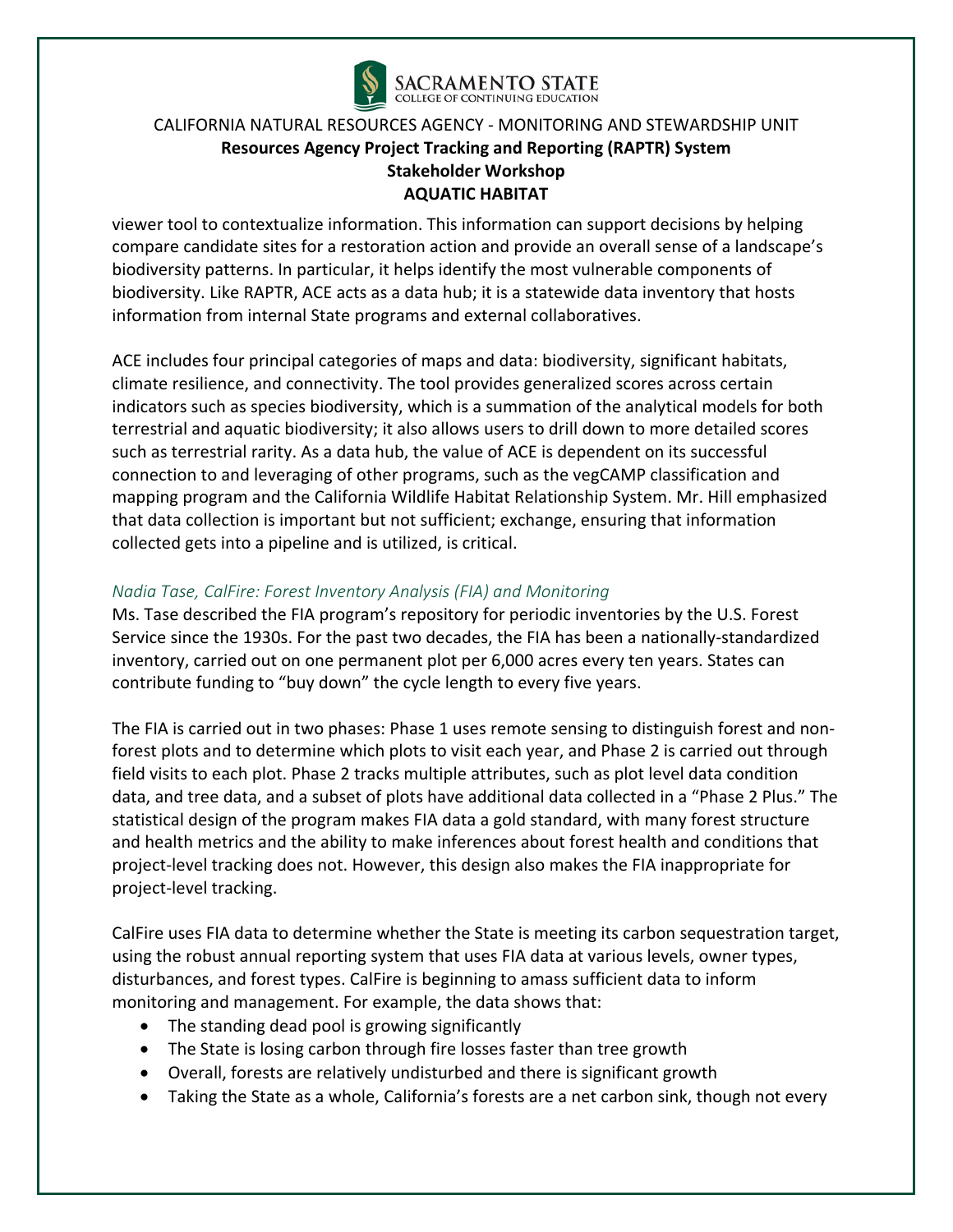viewer tool to contextualize information. This information can support decisions by helping compare candidate sites for a restoration action and provide an overall sense of a landscape's biodiversity patterns. In particular, it helps identify the most vulnerable components of biodiversity. Like RAPTR, ACE acts as a data hub; it is a statewide data inventory that hosts information from internal State programs and external collaboratives.

ACE includes four principal categories of maps and data: biodiversity, significant habitats, climate resilience, and connectivity. The tool provides generalized scores across certain indicators such as species biodiversity, which is a summation of the analytical models for both terrestrial and aquatic biodiversity; it also allows users to drill down to more detailed scores such as terrestrial rarity. As a data hub, the value of ACE is dependent on its successful connection to and leveraging of other programs, such as the vegCAMP classification and mapping program and the California Wildlife Habitat Relationship System. Mr. Hill emphasized that data collection is important but not sufficient; exchange, ensuring that information collected gets into a pipeline and is utilized, is critical.

### *Nadia Tase, CalFire: Forest Inventory Analysis (FIA) and Monitoring*

Ms. Tase described the FIA program's repository for periodic inventories by the U.S. Forest Service since the 1930s. For the past two decades, the FIA has been a nationally-standardized inventory, carried out on one permanent plot per 6,000 acres every ten years. States can contribute funding to "buy down" the cycle length to every five years.

The FIA is carried out in two phases: Phase 1 uses remote sensing to distinguish forest and non-forest plots and to determine which plots to visit each year, and Phase 2 is carried out through field visits to each plot. Phase 2 tracks multiple attributes, such as plot level data condition data, and tree data, and a subset of plots have additional data collected in a "Phase 2 Plus." The statistical design of the program makes FIA data a gold standard, with many forest structure and health metrics and the ability to make inferences about forest health and conditions that project-level tracking does not. However, this design also makes the FIA inappropriate for project-level tracking.

CalFire uses FIA data to determine whether the State is meeting its carbon sequestration target, using the robust annual reporting system that uses FIA data at various levels, owner types, disturbances, and forest types. CalFire is beginning to amass sufficient data to inform monitoring and management. For example, the data shows that:

- The standing dead pool is growing significantly
- The State is losing carbon through fire losses faster than tree growth
- Overall, forests are relatively undisturbed and there is significant growth
- Taking the State as a whole, California's forests are a net carbon sink, though not every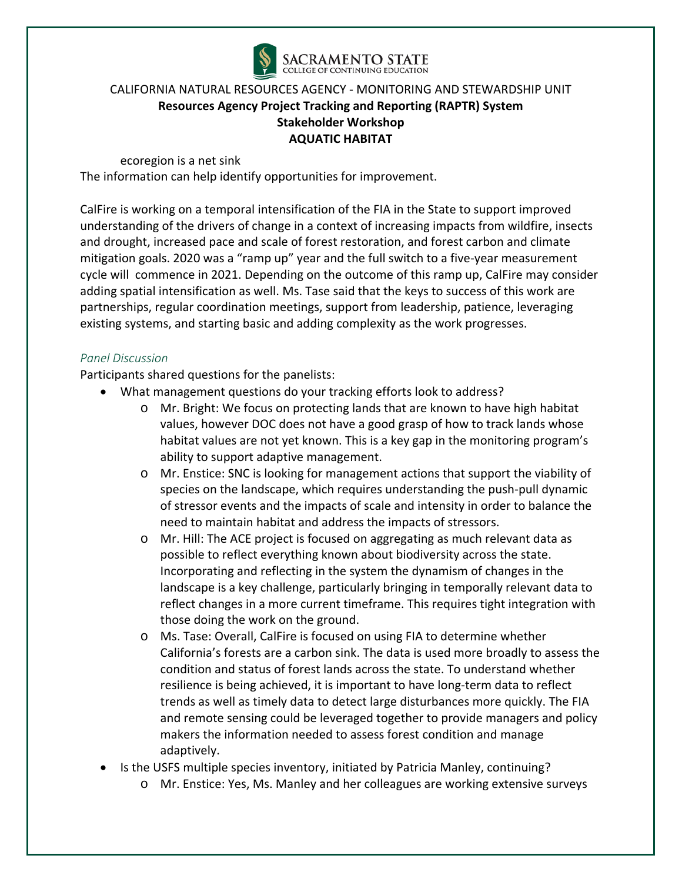ecoregion is a net sink
The information can help identify opportunities for improvement.

CalFire is working on a temporal intensification of the FIA in the State to support improved understanding of the drivers of change in a context of increasing impacts from wildfire, insects and drought, increased pace and scale of forest restoration, and forest carbon and climate mitigation goals. 2020 was a "ramp up" year and the full switch to a five-year measurement cycle will commence in 2021. Depending on the outcome of this ramp up, CalFire may consider adding spatial intensification as well. Ms. Tase said that the keys to success of this work are partnerships, regular coordination meetings, support from leadership, patience, leveraging existing systems, and starting basic and adding complexity as the work progresses.

*Panel Discussion*

Participants shared questions for the panelists:

- What management questions do your tracking efforts look to address?
  - Mr. Bright: We focus on protecting lands that are known to have high habitat values, however DOC does not have a good grasp of how to track lands whose habitat values are not yet known. This is a key gap in the monitoring program's ability to support adaptive management.
  - Mr. Enstice: SNC is looking for management actions that support the viability of species on the landscape, which requires understanding the push-pull dynamic of stressor events and the impacts of scale and intensity in order to balance the need to maintain habitat and address the impacts of stressors.
  - Mr. Hill: The ACE project is focused on aggregating as much relevant data as possible to reflect everything known about biodiversity across the state. Incorporating and reflecting in the system the dynamism of changes in the landscape is a key challenge, particularly bringing in temporally relevant data to reflect changes in a more current timeframe. This requires tight integration with those doing the work on the ground.
  - Ms. Tase: Overall, CalFire is focused on using FIA to determine whether California's forests are a carbon sink. The data is used more broadly to assess the condition and status of forest lands across the state. To understand whether resilience is being achieved, it is important to have long-term data to reflect trends as well as timely data to detect large disturbances more quickly. The FIA and remote sensing could be leveraged together to provide managers and policy makers the information needed to assess forest condition and manage adaptively.
- Is the USFS multiple species inventory, initiated by Patricia Manley, continuing?
  - Mr. Enstice: Yes, Ms. Manley and her colleagues are working extensive surveys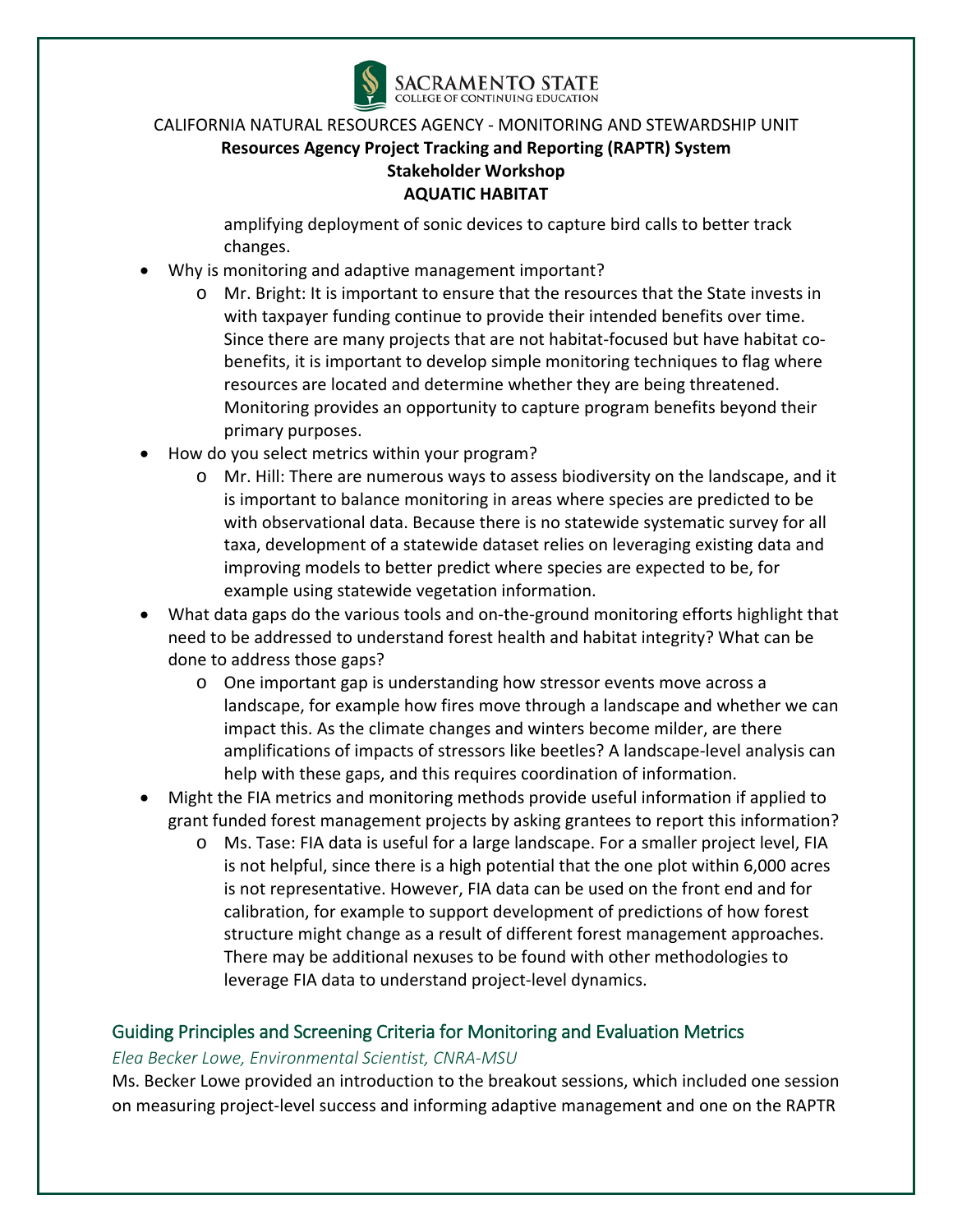amplifying deployment of sonic devices to capture bird calls to better track changes.

- Why is monitoring and adaptive management important?
    - Mr. Bright: It is important to ensure that the resources that the State invests in with taxpayer funding continue to provide their intended benefits over time. Since there are many projects that are not habitat-focused but have habitat co-benefits, it is important to develop simple monitoring techniques to flag where resources are located and determine whether they are being threatened. Monitoring provides an opportunity to capture program benefits beyond their primary purposes.
- How do you select metrics within your program?
    - Mr. Hill: There are numerous ways to assess biodiversity on the landscape, and it is important to balance monitoring in areas where species are predicted to be with observational data. Because there is no statewide systematic survey for all taxa, development of a statewide dataset relies on leveraging existing data and improving models to better predict where species are expected to be, for example using statewide vegetation information.
- What data gaps do the various tools and on-the-ground monitoring efforts highlight that need to be addressed to understand forest health and habitat integrity? What can be done to address those gaps?
    - One important gap is understanding how stressor events move across a landscape, for example how fires move through a landscape and whether we can impact this. As the climate changes and winters become milder, are there amplifications of impacts of stressors like beetles? A landscape-level analysis can help with these gaps, and this requires coordination of information.
- Might the FIA metrics and monitoring methods provide useful information if applied to grant funded forest management projects by asking grantees to report this information?
    - Ms. Tase: FIA data is useful for a large landscape. For a smaller project level, FIA is not helpful, since there is a high potential that the one plot within 6,000 acres is not representative. However, FIA data can be used on the front end and for calibration, for example to support development of predictions of how forest structure might change as a result of different forest management approaches. There may be additional nexuses to be found with other methodologies to leverage FIA data to understand project-level dynamics.

## Guiding Principles and Screening Criteria for Monitoring and Evaluation Metrics

*Elea Becker Lowe, Environmental Scientist, CNRA-MSU*

Ms. Becker Lowe provided an introduction to the breakout sessions, which included one session on measuring project-level success and informing adaptive management and one on the RAPTR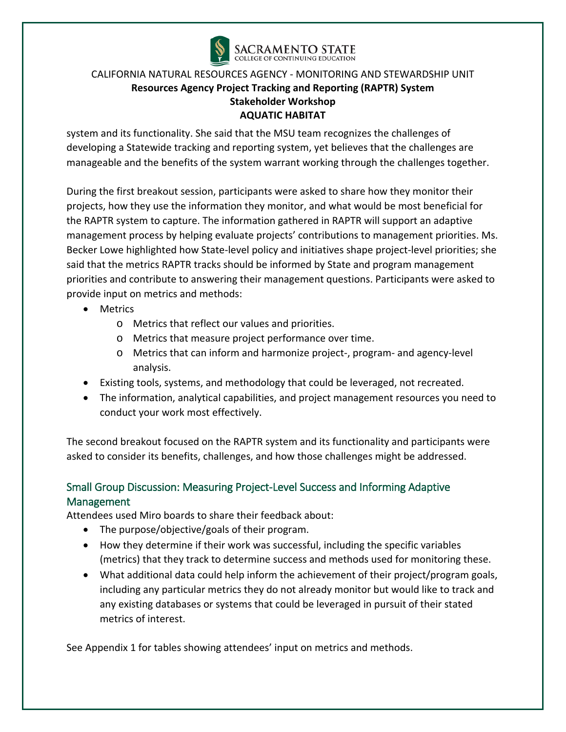system and its functionality. She said that the MSU team recognizes the challenges of developing a Statewide tracking and reporting system, yet believes that the challenges are manageable and the benefits of the system warrant working through the challenges together.

During the first breakout session, participants were asked to share how they monitor their projects, how they use the information they monitor, and what would be most beneficial for the RAPTR system to capture. The information gathered in RAPTR will support an adaptive management process by helping evaluate projects' contributions to management priorities. Ms. Becker Lowe highlighted how State-level policy and initiatives shape project-level priorities; she said that the metrics RAPTR tracks should be informed by State and program management priorities and contribute to answering their management questions. Participants were asked to provide input on metrics and methods:

- Metrics
  - Metrics that reflect our values and priorities.
  - Metrics that measure project performance over time.
  - Metrics that can inform and harmonize project-, program- and agency-level analysis.
- Existing tools, systems, and methodology that could be leveraged, not recreated.
- The information, analytical capabilities, and project management resources you need to conduct your work most effectively.

The second breakout focused on the RAPTR system and its functionality and participants were asked to consider its benefits, challenges, and how those challenges might be addressed.

## Small Group Discussion: Measuring Project-Level Success and Informing Adaptive Management

Attendees used Miro boards to share their feedback about:

- The purpose/objective/goals of their program.
- How they determine if their work was successful, including the specific variables (metrics) that they track to determine success and methods used for monitoring these.
- What additional data could help inform the achievement of their project/program goals, including any particular metrics they do not already monitor but would like to track and any existing databases or systems that could be leveraged in pursuit of their stated metrics of interest.

See Appendix 1 for tables showing attendees' input on metrics and methods.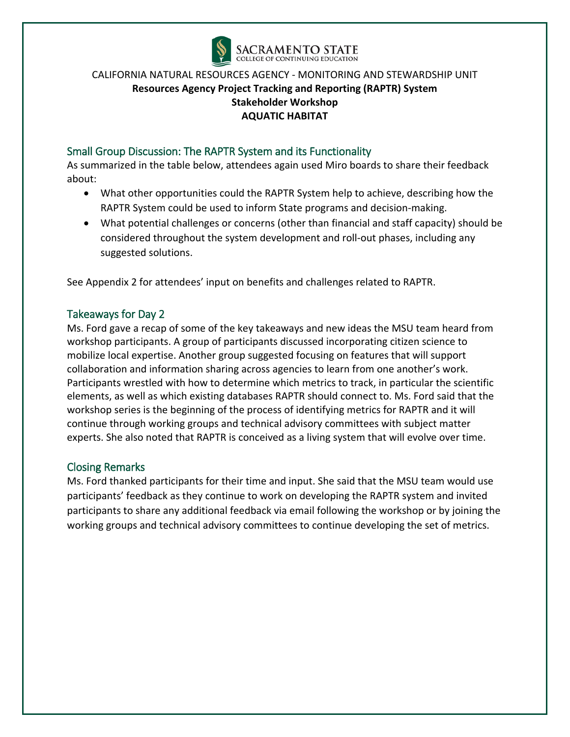CALIFORNIA NATURAL RESOURCES AGENCY - MONITORING AND STEWARDSHIP UNIT

**Resources Agency Project Tracking and Reporting (RAPTR) System**

**Stakeholder Workshop**

**AQUATIC HABITAT**

## Small Group Discussion: The RAPTR System and its Functionality

As summarized in the table below, attendees again used Miro boards to share their feedback about:

- What other opportunities could the RAPTR System help to achieve, describing how the RAPTR System could be used to inform State programs and decision-making.
- What potential challenges or concerns (other than financial and staff capacity) should be considered throughout the system development and roll-out phases, including any suggested solutions.

See Appendix 2 for attendees' input on benefits and challenges related to RAPTR.

## Takeaways for Day 2

Ms. Ford gave a recap of some of the key takeaways and new ideas the MSU team heard from workshop participants. A group of participants discussed incorporating citizen science to mobilize local expertise. Another group suggested focusing on features that will support collaboration and information sharing across agencies to learn from one another's work. Participants wrestled with how to determine which metrics to track, in particular the scientific elements, as well as which existing databases RAPTR should connect to. Ms. Ford said that the workshop series is the beginning of the process of identifying metrics for RAPTR and it will continue through working groups and technical advisory committees with subject matter experts. She also noted that RAPTR is conceived as a living system that will evolve over time.

## Closing Remarks

Ms. Ford thanked participants for their time and input. She said that the MSU team would use participants' feedback as they continue to work on developing the RAPTR system and invited participants to share any additional feedback via email following the workshop or by joining the working groups and technical advisory committees to continue developing the set of metrics.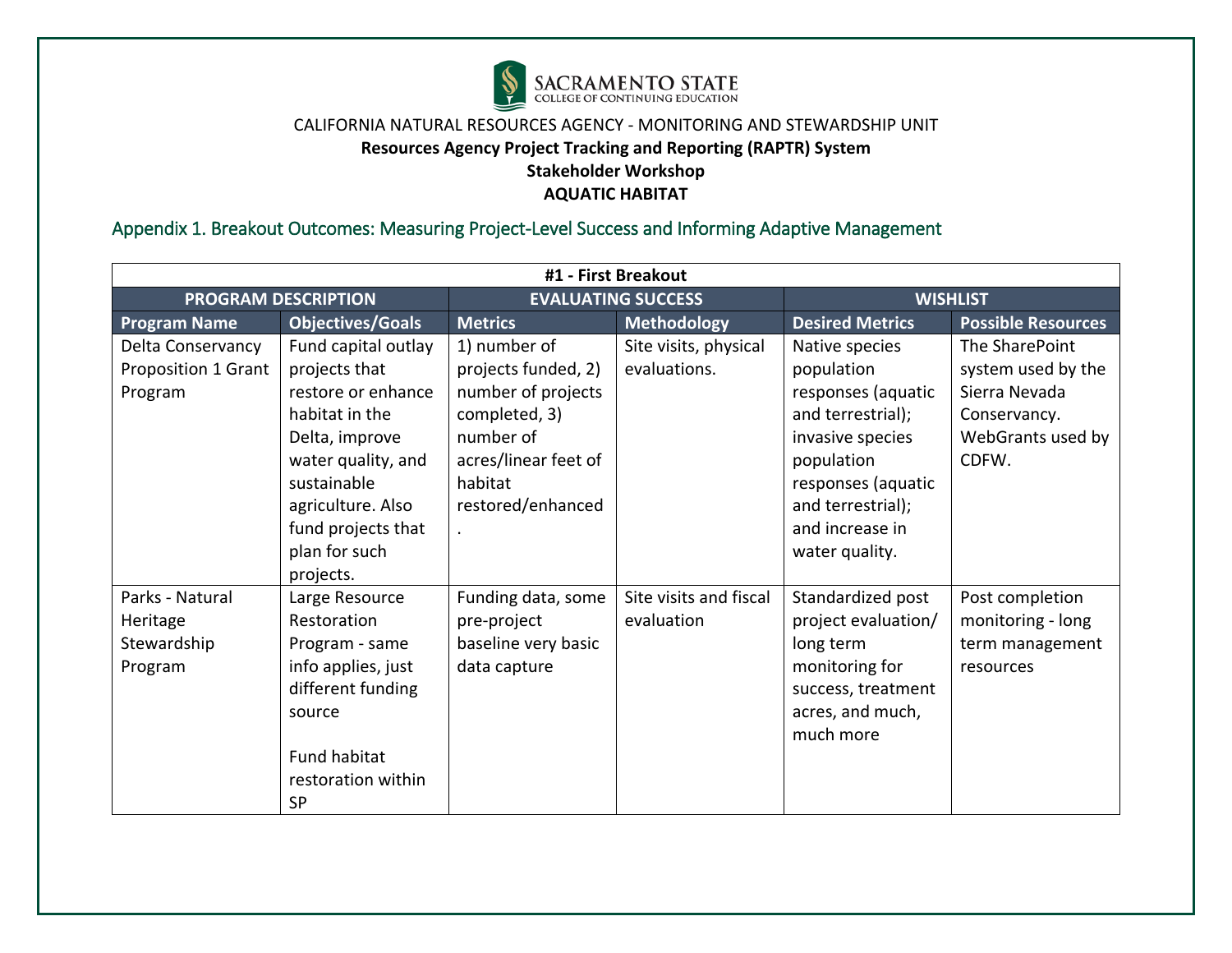SACRAMENTO STATE
COLLEGE OF CONTINUING EDUCATION

CALIFORNIA NATURAL RESOURCES AGENCY - MONITORING AND STEWARDSHIP UNIT

**Resources Agency Project Tracking and Reporting (RAPTR) System**

**Stakeholder Workshop**

**AQUATIC HABITAT**

## Appendix 1. Breakout Outcomes: Measuring Project-Level Success and Informing Adaptive Management

| **#1 - First Breakout** | | | | | |
|---|---|---|---|---|---|
| **PROGRAM DESCRIPTION** | | **EVALUATING SUCCESS** | | **WISHLIST** | |
| **Program Name** | **Objectives/Goals** | **Metrics** | **Methodology** | **Desired Metrics** | **Possible Resources** |
| Delta Conservancy Proposition 1 Grant Program | Fund capital outlay projects that restore or enhance habitat in the Delta, improve water quality, and sustainable agriculture. Also fund projects that plan for such projects. | 1) number of projects funded, 2) number of projects completed, 3) number of acres/linear feet of habitat restored/enhanced. | Site visits, physical evaluations. | Native species population responses (aquatic and terrestrial); invasive species population responses (aquatic and terrestrial); and increase in water quality. | The SharePoint system used by the Sierra Nevada Conservancy. WebGrants used by CDFW. |
| Parks - Natural Heritage Stewardship Program | Large Resource Restoration Program - same info applies, just different funding source<br><br>Fund habitat restoration within SP | Funding data, some pre-project baseline very basic data capture | Site visits and fiscal evaluation | Standardized post project evaluation/ long term monitoring for success, treatment acres, and much, much more | Post completion monitoring - long term management resources |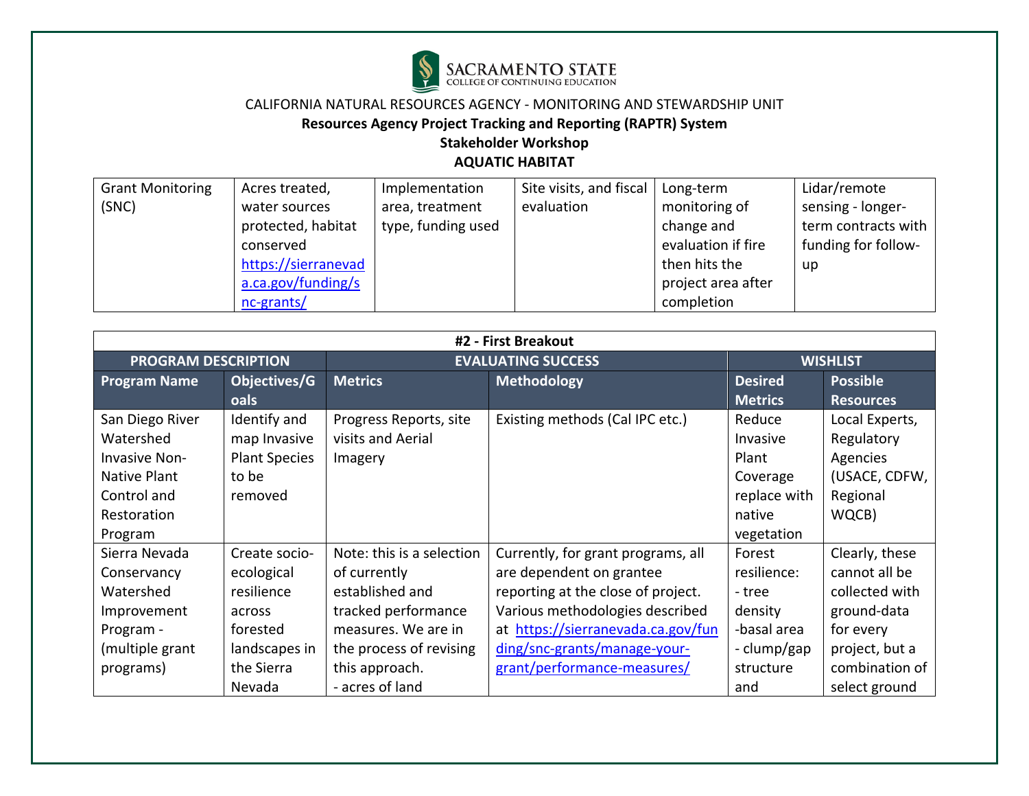CALIFORNIA NATURAL RESOURCES AGENCY - MONITORING AND STEWARDSHIP UNIT

**Resources Agency Project Tracking and Reporting (RAPTR) System**

**Stakeholder Workshop**

**AQUATIC HABITAT**

| | | | | | |
|---|---|---|---|---|---|
| Grant Monitoring (SNC) | Acres treated, water sources protected, habitat conserved https://sierranevada.ca.gov/funding/snc-grants/ | Implementation area, treatment type, funding used | Site visits, and fiscal evaluation | Long-term monitoring of change and evaluation if fire then hits the project area after completion | Lidar/remote sensing - longer-term contracts with funding for follow-up |

| **#2 - First Breakout** | | | | | |
|---|---|---|---|---|---|
| **PROGRAM DESCRIPTION** | | **EVALUATING SUCCESS** | | **WISHLIST** | |
| **Program Name** | **Objectives/Goals** | **Metrics** | **Methodology** | **Desired Metrics** | **Possible Resources** |
| San Diego River Watershed Invasive Non-Native Plant Control and Restoration Program | Identify and map Invasive Plant Species to be removed | Progress Reports, site visits and Aerial Imagery | Existing methods (Cal IPC etc.) | Reduce Invasive Plant Coverage replace with native vegetation | Local Experts, Regulatory Agencies (USACE, CDFW, Regional WQCB) |
| Sierra Nevada Conservancy Watershed Improvement Program - (multiple grant programs) | Create socio-ecological resilience across forested landscapes in the Sierra Nevada | Note: this is a selection of currently established and tracked performance measures. We are in the process of revising this approach.<br>- acres of land | Currently, for grant programs, all are dependent on grantee reporting at the close of project. Various methodologies described at https://sierranevada.ca.gov/funding/snc-grants/manage-your-grant/performance-measures/ | Forest resilience:<br>- tree density<br>-basal area<br>- clump/gap structure and | Clearly, these cannot all be collected with ground-data for every project, but a combination of select ground |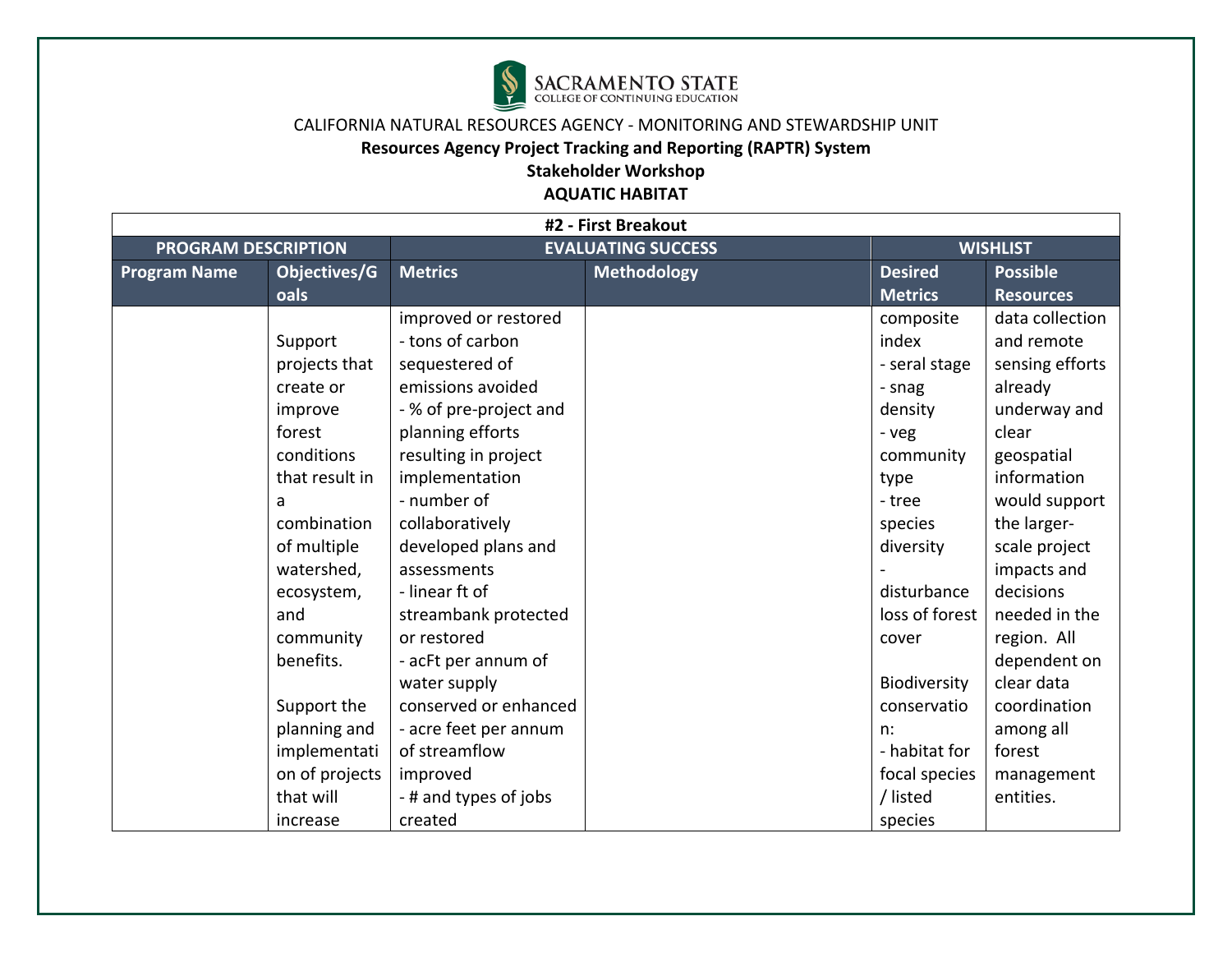SACRAMENTO STATE
COLLEGE OF CONTINUING EDUCATION

CALIFORNIA NATURAL RESOURCES AGENCY - MONITORING AND STEWARDSHIP UNIT

**Resources Agency Project Tracking and Reporting (RAPTR) System**

**Stakeholder Workshop**

**AQUATIC HABITAT**

| **#2 - First Breakout** | | | | | |
|---|---|---|---|---|---|
| **PROGRAM DESCRIPTION** | | **EVALUATING SUCCESS** | | **WISHLIST** | |
| **Program Name** | **Objectives/Goals** | **Metrics** | **Methodology** | **Desired Metrics** | **Possible Resources** |
| | Support projects that create or improve forest conditions that result in a combination of multiple watershed, ecosystem, and community benefits.<br><br>Support the planning and implementation of projects that will increase | improved or restored<br>- tons of carbon sequestered of emissions avoided<br>- % of pre-project and planning efforts resulting in project implementation<br>- number of collaboratively developed plans and assessments<br>- linear ft of streambank protected or restored<br>- acFt per annum of water supply conserved or enhanced<br>- acre feet per annum of streamflow improved<br>- # and types of jobs created | | composite index<br>- seral stage<br>- snag density<br>- veg community type<br>- tree species diversity<br>- disturbance loss of forest cover<br><br>Biodiversity conservation:<br>- habitat for focal species / listed species | data collection and remote sensing efforts already underway and clear geospatial information would support the larger-scale project impacts and decisions needed in the region. All dependent on clear data coordination among all forest management entities. |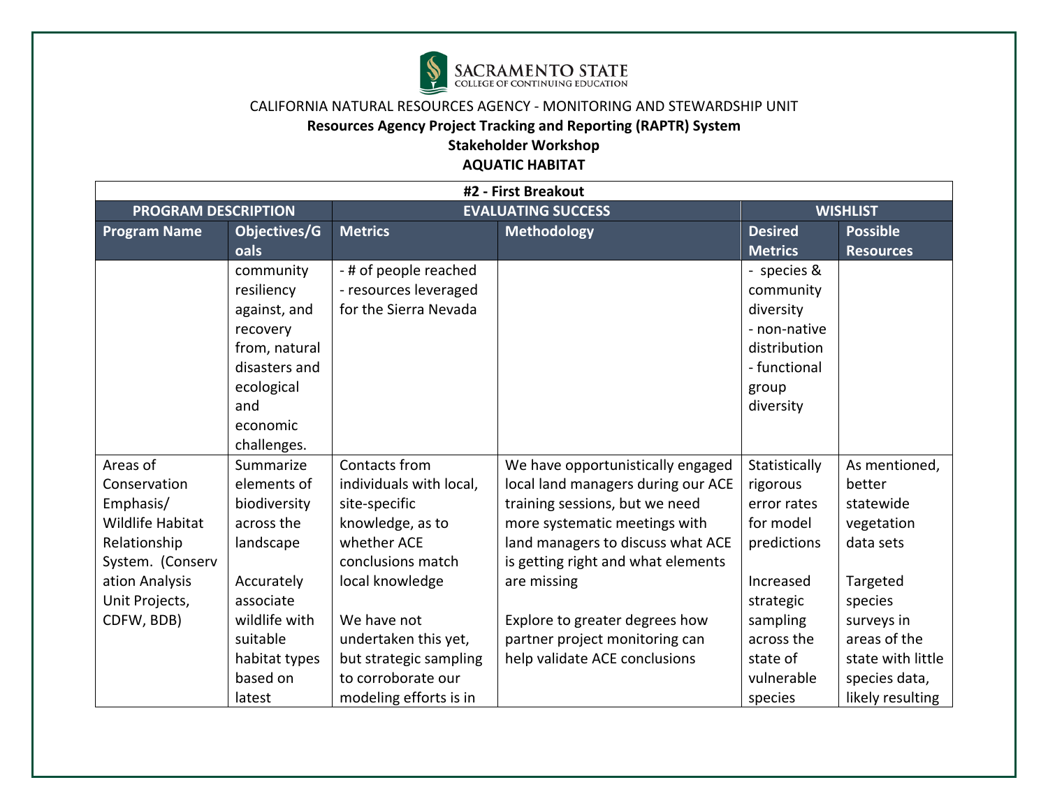SACRAMENTO STATE
COLLEGE OF CONTINUING EDUCATION

CALIFORNIA NATURAL RESOURCES AGENCY - MONITORING AND STEWARDSHIP UNIT

**Resources Agency Project Tracking and Reporting (RAPTR) System**

**Stakeholder Workshop**

**AQUATIC HABITAT**

| #2 - First Breakout | | | | | |
|---|---|---|---|---|---|
| **PROGRAM DESCRIPTION** | | **EVALUATING SUCCESS** | | **WISHLIST** | |
| **Program Name** | **Objectives/Goals** | **Metrics** | **Methodology** | **Desired Metrics** | **Possible Resources** |
| | community resiliency against, and recovery from, natural disasters and ecological and economic challenges. | - # of people reached<br>- resources leveraged for the Sierra Nevada | | - species & community diversity<br>- non-native distribution<br>- functional group diversity | |
| Areas of Conservation Emphasis/ Wildlife Habitat Relationship System. (Conservation Analysis Unit Projects, CDFW, BDB) | Summarize elements of biodiversity across the landscape<br><br>Accurately associate wildlife with suitable habitat types based on latest | Contacts from individuals with local, site-specific knowledge, as to whether ACE conclusions match local knowledge<br><br>We have not undertaken this yet, but strategic sampling to corroborate our modeling efforts is in | We have opportunistically engaged local land managers during our ACE training sessions, but we need more systematic meetings with land managers to discuss what ACE is getting right and what elements are missing<br><br>Explore to greater degrees how partner project monitoring can help validate ACE conclusions | Statistically rigorous error rates for model predictions<br><br>Increased strategic sampling across the state of vulnerable species | As mentioned, better statewide vegetation data sets<br><br>Targeted species surveys in areas of the state with little species data, likely resulting |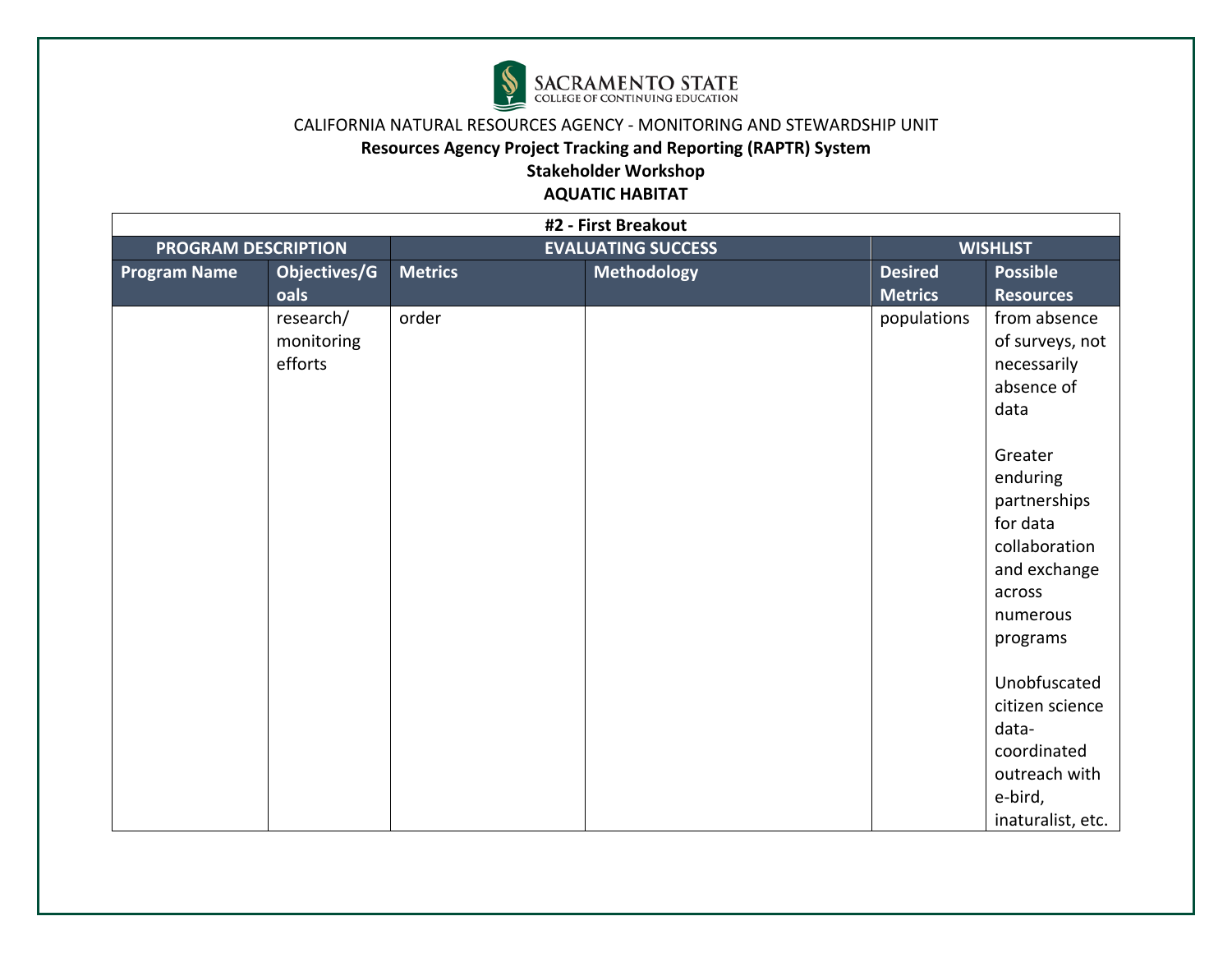CALIFORNIA NATURAL RESOURCES AGENCY - MONITORING AND STEWARDSHIP UNIT

**Resources Agency Project Tracking and Reporting (RAPTR) System**

**Stakeholder Workshop**

**AQUATIC HABITAT**

| **#2 - First Breakout** | | | | | |
|---|---|---|---|---|---|
| **PROGRAM DESCRIPTION** | | **EVALUATING SUCCESS** | | **WISHLIST** | |
| **Program Name** | **Objectives/Goals** | **Metrics** | **Methodology** | **Desired Metrics** | **Possible Resources** |
| | research/ monitoring efforts | order | | populations | from absence of surveys, not necessarily absence of data<br><br>Greater enduring partnerships for data collaboration and exchange across numerous programs<br><br>Unobfuscated citizen science data- coordinated outreach with e-bird, inaturalist, etc. |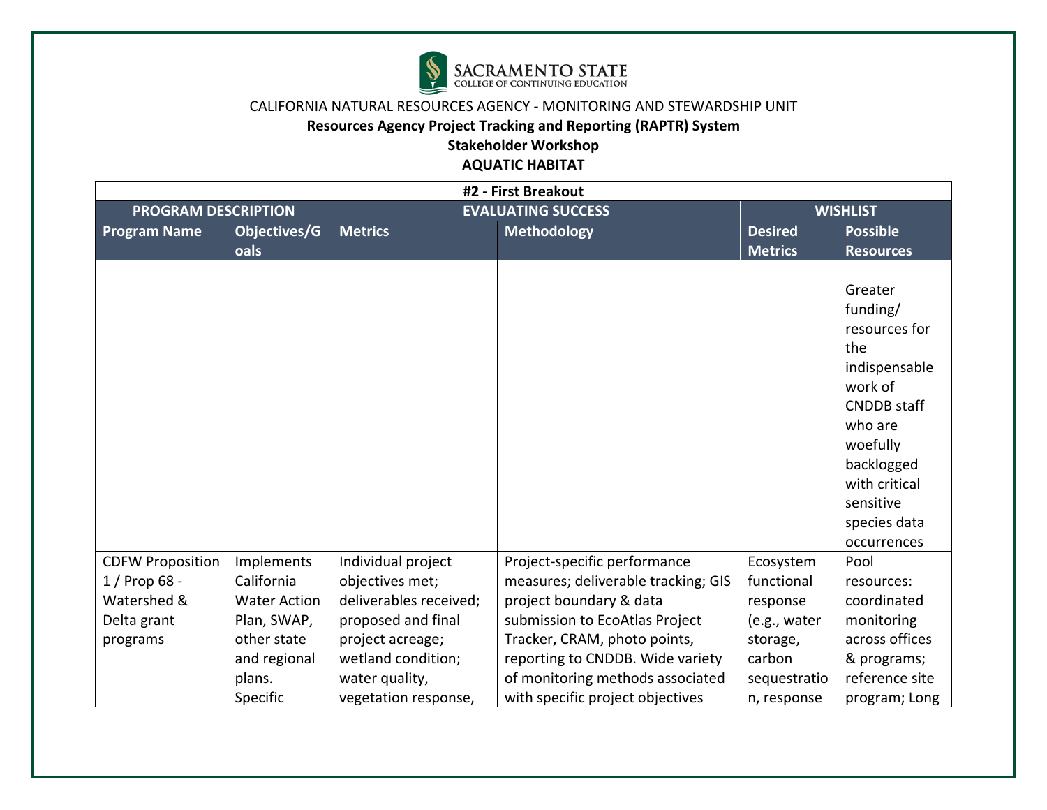CALIFORNIA NATURAL RESOURCES AGENCY - MONITORING AND STEWARDSHIP UNIT

**Resources Agency Project Tracking and Reporting (RAPTR) System**

**Stakeholder Workshop**

**AQUATIC HABITAT**

| #2 - First Breakout | | | | | |
|---|---|---|---|---|---|
| PROGRAM DESCRIPTION | | EVALUATING SUCCESS | | WISHLIST | |
| Program Name | Objectives/Goals | Metrics | Methodology | Desired Metrics | Possible Resources |
| | | | | | Greater funding/ resources for the indispensable work of CNDDB staff who are woefully backlogged with critical sensitive species data occurrences |
| CDFW Proposition 1 / Prop 68 - Watershed & Delta grant programs | Implements California Water Action Plan, SWAP, other state and regional plans. Specific | Individual project objectives met; deliverables received; proposed and final project acreage; wetland condition; water quality, vegetation response, | Project-specific performance measures; deliverable tracking; GIS project boundary & data submission to EcoAtlas Project Tracker, CRAM, photo points, reporting to CNDDB. Wide variety of monitoring methods associated with specific project objectives | Ecosystem functional response (e.g., water storage, carbon sequestration, response | Pool resources: coordinated monitoring across offices & programs; reference site program; Long |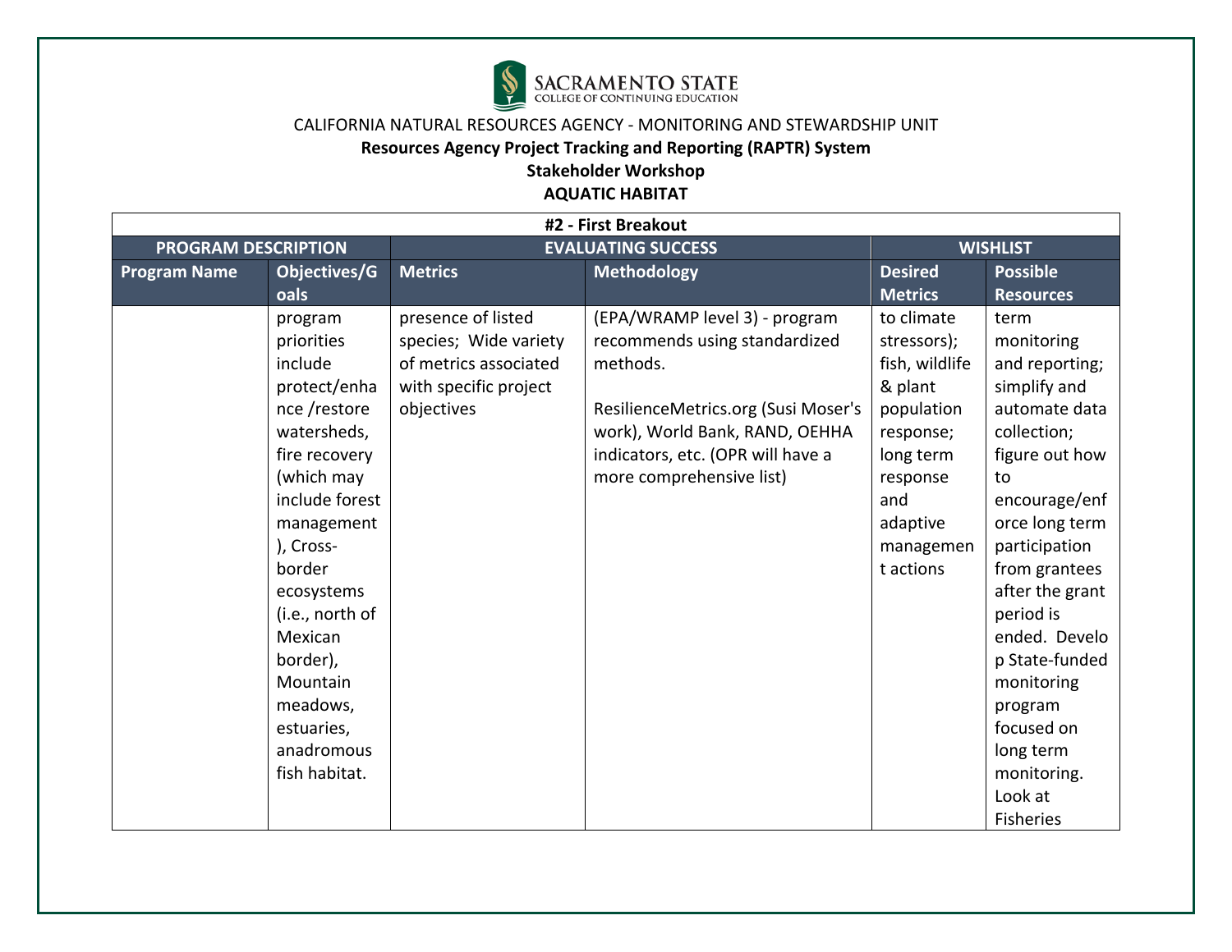CALIFORNIA NATURAL RESOURCES AGENCY - MONITORING AND STEWARDSHIP UNIT

**Resources Agency Project Tracking and Reporting (RAPTR) System**

**Stakeholder Workshop**

**AQUATIC HABITAT**

| #2 - First Breakout | | | | | |
|---|---|---|---|---|---|
| **PROGRAM DESCRIPTION** | | **EVALUATING SUCCESS** | | **WISHLIST** | |
| **Program Name** | **Objectives/Goals** | **Metrics** | **Methodology** | **Desired Metrics** | **Possible Resources** |
| | program priorities include protect/enhance /restore watersheds, fire recovery (which may include forest management), Cross-border ecosystems (i.e., north of Mexican border), Mountain meadows, estuaries, anadromous fish habitat. | presence of listed species; Wide variety of metrics associated with specific project objectives | (EPA/WRAMP level 3) - program recommends using standardized methods.<br><br>ResilienceMetrics.org (Susi Moser's work), World Bank, RAND, OEHHA indicators, etc. (OPR will have a more comprehensive list) | to climate stressors); fish, wildlife & plant population response; long term response and adaptive management actions | term monitoring and reporting; simplify and automate data collection; figure out how to encourage/enforce long term participation from grantees after the grant period is ended. Develop State-funded monitoring program focused on long term monitoring. Look at Fisheries |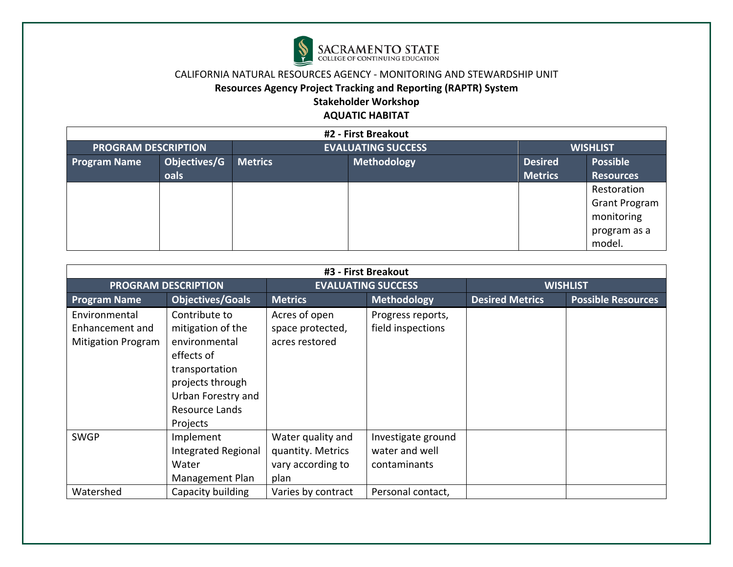SACRAMENTO STATE
COLLEGE OF CONTINUING EDUCATION

CALIFORNIA NATURAL RESOURCES AGENCY - MONITORING AND STEWARDSHIP UNIT

**Resources Agency Project Tracking and Reporting (RAPTR) System**

**Stakeholder Workshop**

**AQUATIC HABITAT**

| **#2 - First Breakout** | | | | | |
|---|---|---|---|---|---|
| **PROGRAM DESCRIPTION** | | **EVALUATING SUCCESS** | | **WISHLIST** | |
| **Program Name** | **Objectives/Goals** | **Metrics** | **Methodology** | **Desired Metrics** | **Possible Resources** |
| | | | | | Restoration Grant Program monitoring program as a model. |

| **#3 - First Breakout** | | | | | |
|---|---|---|---|---|---|
| **PROGRAM DESCRIPTION** | | **EVALUATING SUCCESS** | | **WISHLIST** | |
| **Program Name** | **Objectives/Goals** | **Metrics** | **Methodology** | **Desired Metrics** | **Possible Resources** |
| Environmental Enhancement and Mitigation Program | Contribute to mitigation of the environmental effects of transportation projects through Urban Forestry and Resource Lands Projects | Acres of open space protected, acres restored | Progress reports, field inspections | | |
| SWGP | Implement Integrated Regional Water Management Plan | Water quality and quantity. Metrics vary according to plan | Investigate ground water and well contaminants | | |
| Watershed | Capacity building | Varies by contract | Personal contact, | | |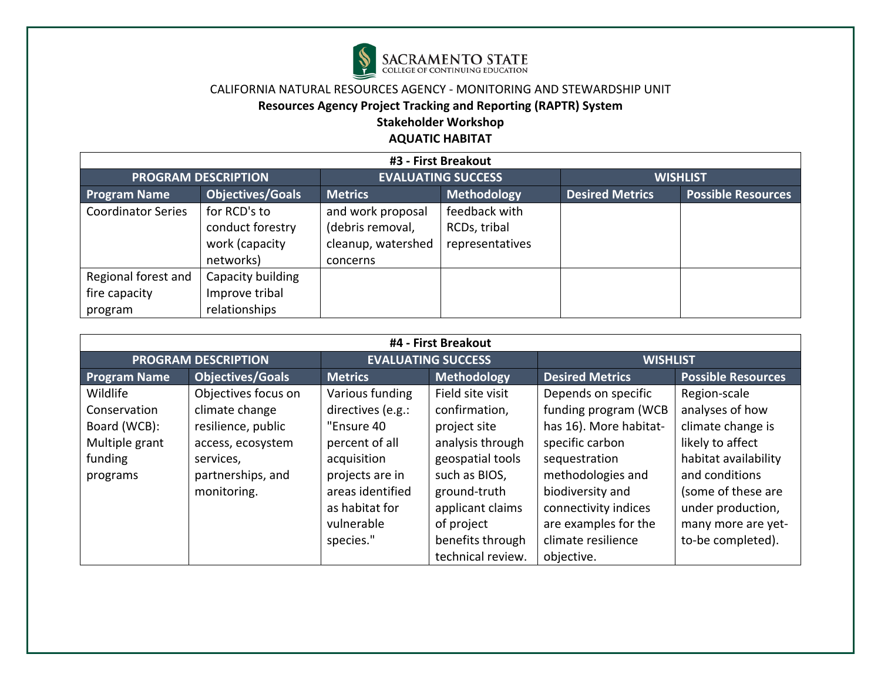CALIFORNIA NATURAL RESOURCES AGENCY - MONITORING AND STEWARDSHIP UNIT

**Resources Agency Project Tracking and Reporting (RAPTR) System**

**Stakeholder Workshop**

**AQUATIC HABITAT**

| **#3 - First Breakout** | | | | | |
|---|---|---|---|---|---|
| **PROGRAM DESCRIPTION** | | **EVALUATING SUCCESS** | | **WISHLIST** | |
| **Program Name** | **Objectives/Goals** | **Metrics** | **Methodology** | **Desired Metrics** | **Possible Resources** |
| Coordinator Series | for RCD's to conduct forestry work (capacity networks) | and work proposal (debris removal, cleanup, watershed concerns | feedback with RCDs, tribal representatives | | |
| Regional forest and fire capacity program | Capacity building Improve tribal relationships | | | | |

| **#4 - First Breakout** | | | | | |
|---|---|---|---|---|---|
| **PROGRAM DESCRIPTION** | | **EVALUATING SUCCESS** | | **WISHLIST** | |
| **Program Name** | **Objectives/Goals** | **Metrics** | **Methodology** | **Desired Metrics** | **Possible Resources** |
| Wildlife Conservation Board (WCB): Multiple grant funding programs | Objectives focus on climate change resilience, public access, ecosystem services, partnerships, and monitoring. | Various funding directives (e.g.: "Ensure 40 percent of all acquisition projects are in areas identified as habitat for vulnerable species." | Field site visit confirmation, project site analysis through geospatial tools such as BIOS, ground-truth applicant claims of project benefits through technical review. | Depends on specific funding program (WCB has 16). More habitat-specific carbon sequestration methodologies and biodiversity and connectivity indices are examples for the climate resilience objective. | Region-scale analyses of how climate change is likely to affect habitat availability and conditions (some of these are under production, many more are yet-to-be completed). |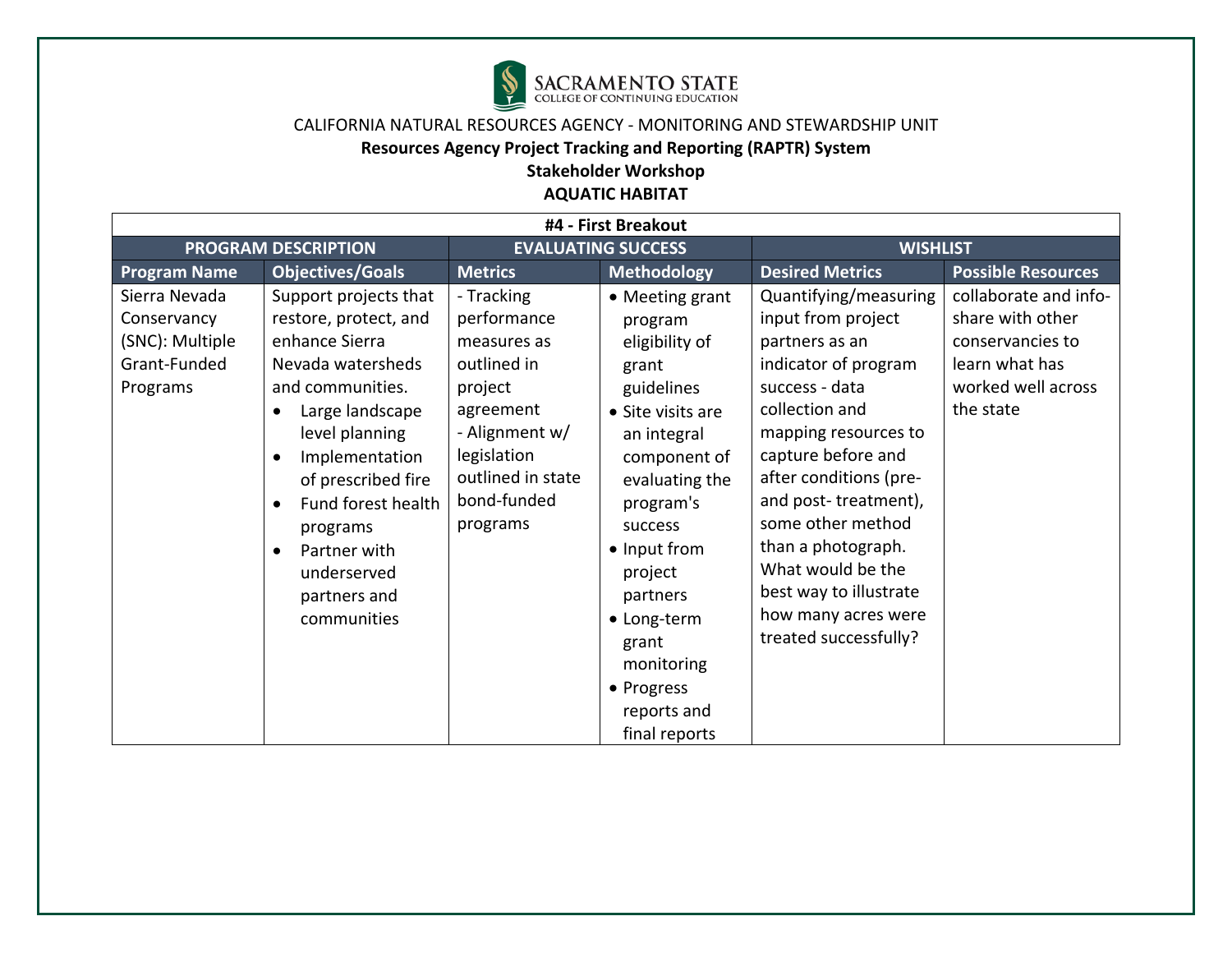SACRAMENTO STATE
COLLEGE OF CONTINUING EDUCATION

CALIFORNIA NATURAL RESOURCES AGENCY - MONITORING AND STEWARDSHIP UNIT

**Resources Agency Project Tracking and Reporting (RAPTR) System**

**Stakeholder Workshop**

**AQUATIC HABITAT**

| **#4 - First Breakout** | | | | | |
|---|---|---|---|---|---|
| **PROGRAM DESCRIPTION** | | **EVALUATING SUCCESS** | | **WISHLIST** | |
| **Program Name** | **Objectives/Goals** | **Metrics** | **Methodology** | **Desired Metrics** | **Possible Resources** |
| Sierra Nevada Conservancy (SNC): Multiple Grant-Funded Programs | Support projects that restore, protect, and enhance Sierra Nevada watersheds and communities.<br>• Large landscape level planning<br>• Implementation of prescribed fire<br>• Fund forest health programs<br>• Partner with underserved partners and communities | - Tracking performance measures as outlined in project agreement<br>- Alignment w/ legislation outlined in state bond-funded programs | • Meeting grant program eligibility of grant guidelines<br>• Site visits are an integral component of evaluating the program's success<br>• Input from project partners<br>• Long-term grant monitoring<br>• Progress reports and final reports | Quantifying/measuring input from project partners as an indicator of program success - data collection and mapping resources to capture before and after conditions (pre- and post- treatment), some other method than a photograph. What would be the best way to illustrate how many acres were treated successfully? | collaborate and info-share with other conservancies to learn what has worked well across the state |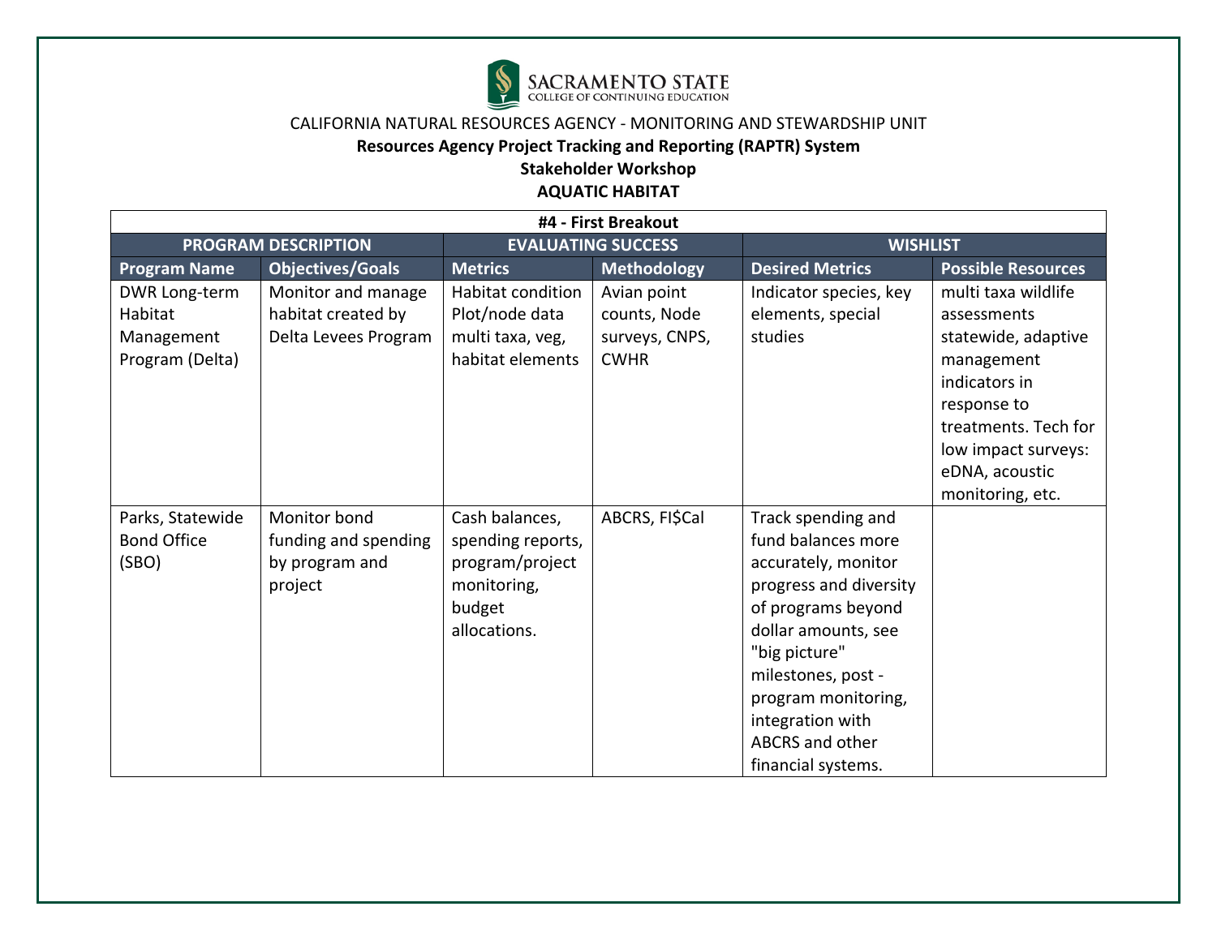SACRAMENTO STATE
COLLEGE OF CONTINUING EDUCATION

CALIFORNIA NATURAL RESOURCES AGENCY - MONITORING AND STEWARDSHIP UNIT

**Resources Agency Project Tracking and Reporting (RAPTR) System**

**Stakeholder Workshop**

**AQUATIC HABITAT**

| **#4 - First Breakout** | | | | | |
|---|---|---|---|---|---|
| **PROGRAM DESCRIPTION** | | **EVALUATING SUCCESS** | | **WISHLIST** | |
| **Program Name** | **Objectives/Goals** | **Metrics** | **Methodology** | **Desired Metrics** | **Possible Resources** |
| DWR Long-term Habitat Management Program (Delta) | Monitor and manage habitat created by Delta Levees Program | Habitat condition Plot/node data multi taxa, veg, habitat elements | Avian point counts, Node surveys, CNPS, CWHR | Indicator species, key elements, special studies | multi taxa wildlife assessments statewide, adaptive management indicators in response to treatments. Tech for low impact surveys: eDNA, acoustic monitoring, etc. |
| Parks, Statewide Bond Office (SBO) | Monitor bond funding and spending by program and project | Cash balances, spending reports, program/project monitoring, budget allocations. | ABCRS, FI$Cal | Track spending and fund balances more accurately, monitor progress and diversity of programs beyond dollar amounts, see "big picture" milestones, post - program monitoring, integration with ABCRS and other financial systems. | |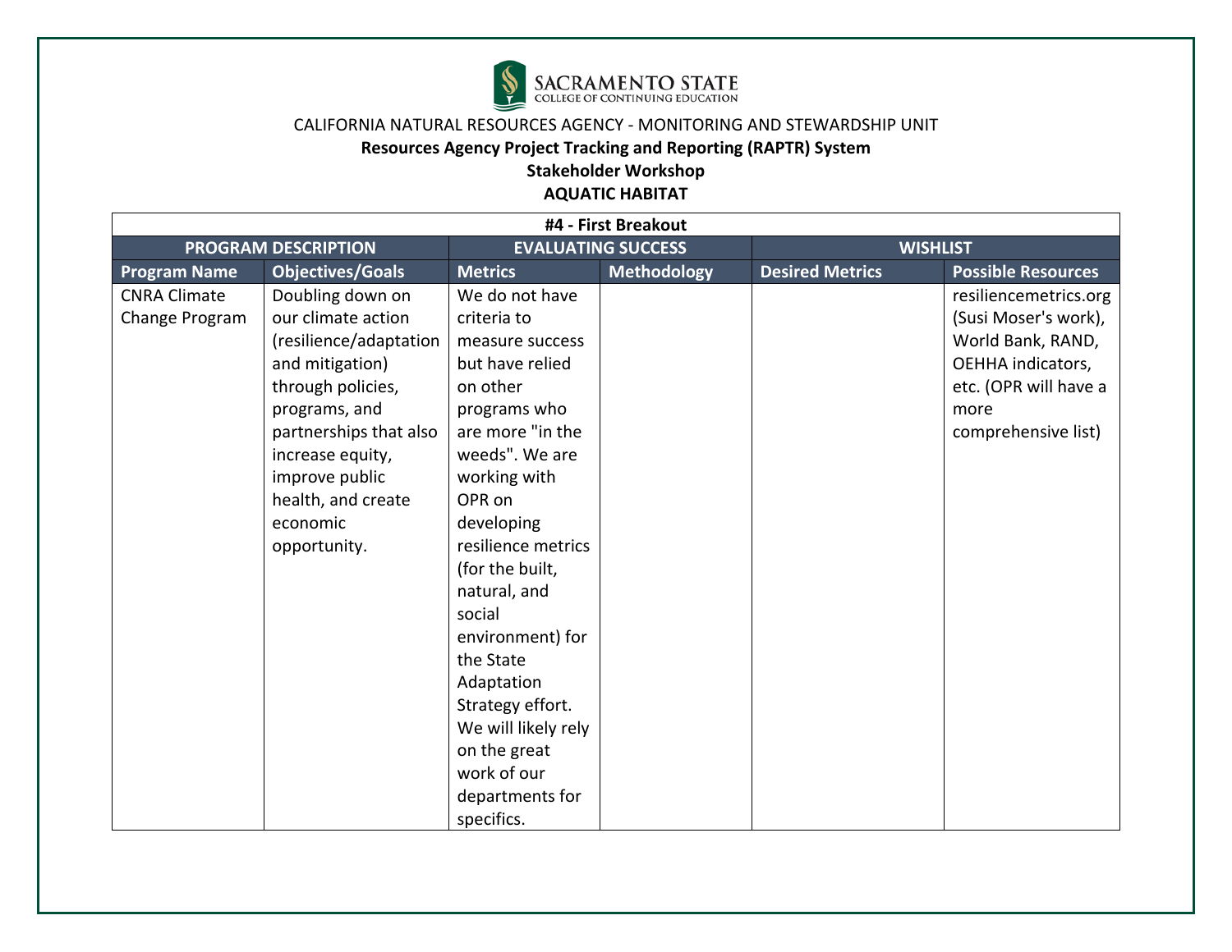SACRAMENTO STATE
COLLEGE OF CONTINUING EDUCATION

CALIFORNIA NATURAL RESOURCES AGENCY - MONITORING AND STEWARDSHIP UNIT

**Resources Agency Project Tracking and Reporting (RAPTR) System**

**Stakeholder Workshop**

**AQUATIC HABITAT**

| **#4 - First Breakout** | | | | | |
|---|---|---|---|---|---|
| **PROGRAM DESCRIPTION** | | **EVALUATING SUCCESS** | | **WISHLIST** | |
| **Program Name** | **Objectives/Goals** | **Metrics** | **Methodology** | **Desired Metrics** | **Possible Resources** |
| CNRA Climate Change Program | Doubling down on our climate action (resilience/adaptation and mitigation) through policies, programs, and partnerships that also increase equity, improve public health, and create economic opportunity. | We do not have criteria to measure success but have relied on other programs who are more "in the weeds". We are working with OPR on developing resilience metrics (for the built, natural, and social environment) for the State Adaptation Strategy effort. We will likely rely on the great work of our departments for specifics. | | | resiliencemetrics.org (Susi Moser's work), World Bank, RAND, OEHHA indicators, etc. (OPR will have a more comprehensive list) |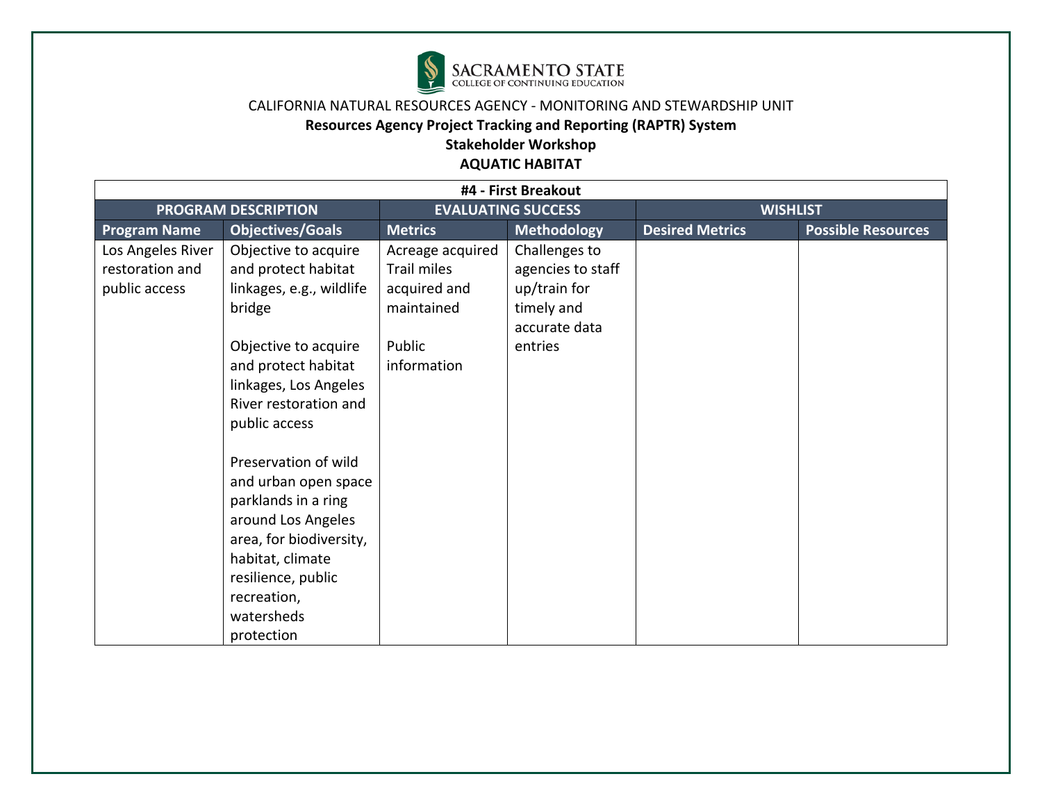SACRAMENTO STATE
COLLEGE OF CONTINUING EDUCATION

CALIFORNIA NATURAL RESOURCES AGENCY - MONITORING AND STEWARDSHIP UNIT

**Resources Agency Project Tracking and Reporting (RAPTR) System**

**Stakeholder Workshop**

**AQUATIC HABITAT**

| **#4 - First Breakout** | | | | | |
|---|---|---|---|---|---|
| **PROGRAM DESCRIPTION** | | **EVALUATING SUCCESS** | | **WISHLIST** | |
| **Program Name** | **Objectives/Goals** | **Metrics** | **Methodology** | **Desired Metrics** | **Possible Resources** |
| Los Angeles River restoration and public access | Objective to acquire and protect habitat linkages, e.g., wildlife bridge<br><br>Objective to acquire and protect habitat linkages, Los Angeles River restoration and public access<br><br>Preservation of wild and urban open space parklands in a ring around Los Angeles area, for biodiversity, habitat, climate resilience, public recreation, watersheds protection | Acreage acquired<br>Trail miles acquired and maintained<br><br>Public information | Challenges to agencies to staff up/train for timely and accurate data entries | | |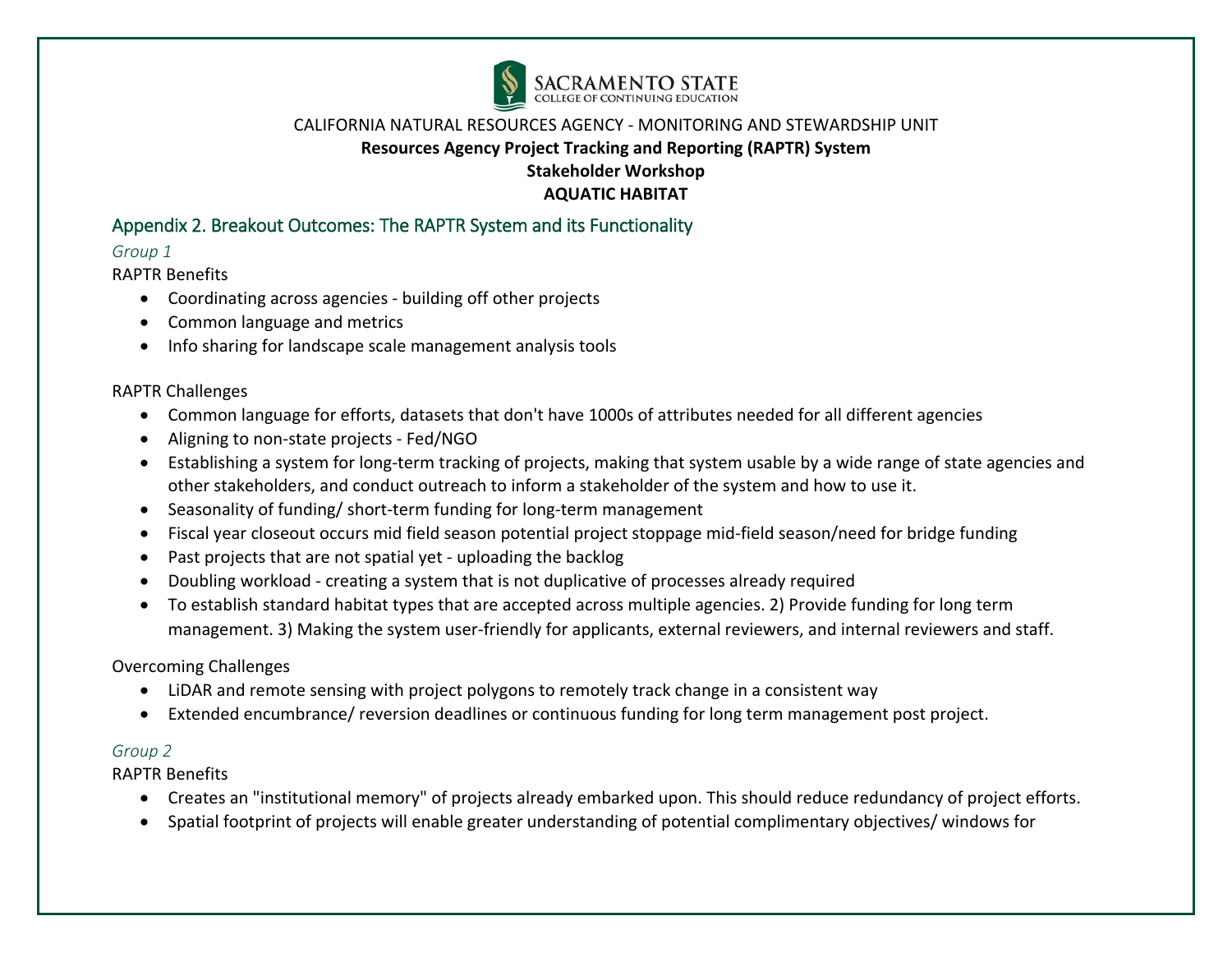SACRAMENTO STATE
COLLEGE OF CONTINUING EDUCATION

CALIFORNIA NATURAL RESOURCES AGENCY - MONITORING AND STEWARDSHIP UNIT

**Resources Agency Project Tracking and Reporting (RAPTR) System**

**Stakeholder Workshop**

**AQUATIC HABITAT**

## Appendix 2. Breakout Outcomes: The RAPTR System and its Functionality

### *Group 1*

RAPTR Benefits

- Coordinating across agencies - building off other projects
- Common language and metrics
- Info sharing for landscape scale management analysis tools

RAPTR Challenges

- Common language for efforts, datasets that don't have 1000s of attributes needed for all different agencies
- Aligning to non-state projects - Fed/NGO
- Establishing a system for long-term tracking of projects, making that system usable by a wide range of state agencies and other stakeholders, and conduct outreach to inform a stakeholder of the system and how to use it.
- Seasonality of funding/ short-term funding for long-term management
- Fiscal year closeout occurs mid field season potential project stoppage mid-field season/need for bridge funding
- Past projects that are not spatial yet - uploading the backlog
- Doubling workload - creating a system that is not duplicative of processes already required
- To establish standard habitat types that are accepted across multiple agencies. 2) Provide funding for long term management. 3) Making the system user-friendly for applicants, external reviewers, and internal reviewers and staff.

Overcoming Challenges

- LiDAR and remote sensing with project polygons to remotely track change in a consistent way
- Extended encumbrance/ reversion deadlines or continuous funding for long term management post project.

### *Group 2*

RAPTR Benefits

- Creates an "institutional memory" of projects already embarked upon. This should reduce redundancy of project efforts.
- Spatial footprint of projects will enable greater understanding of potential complimentary objectives/ windows for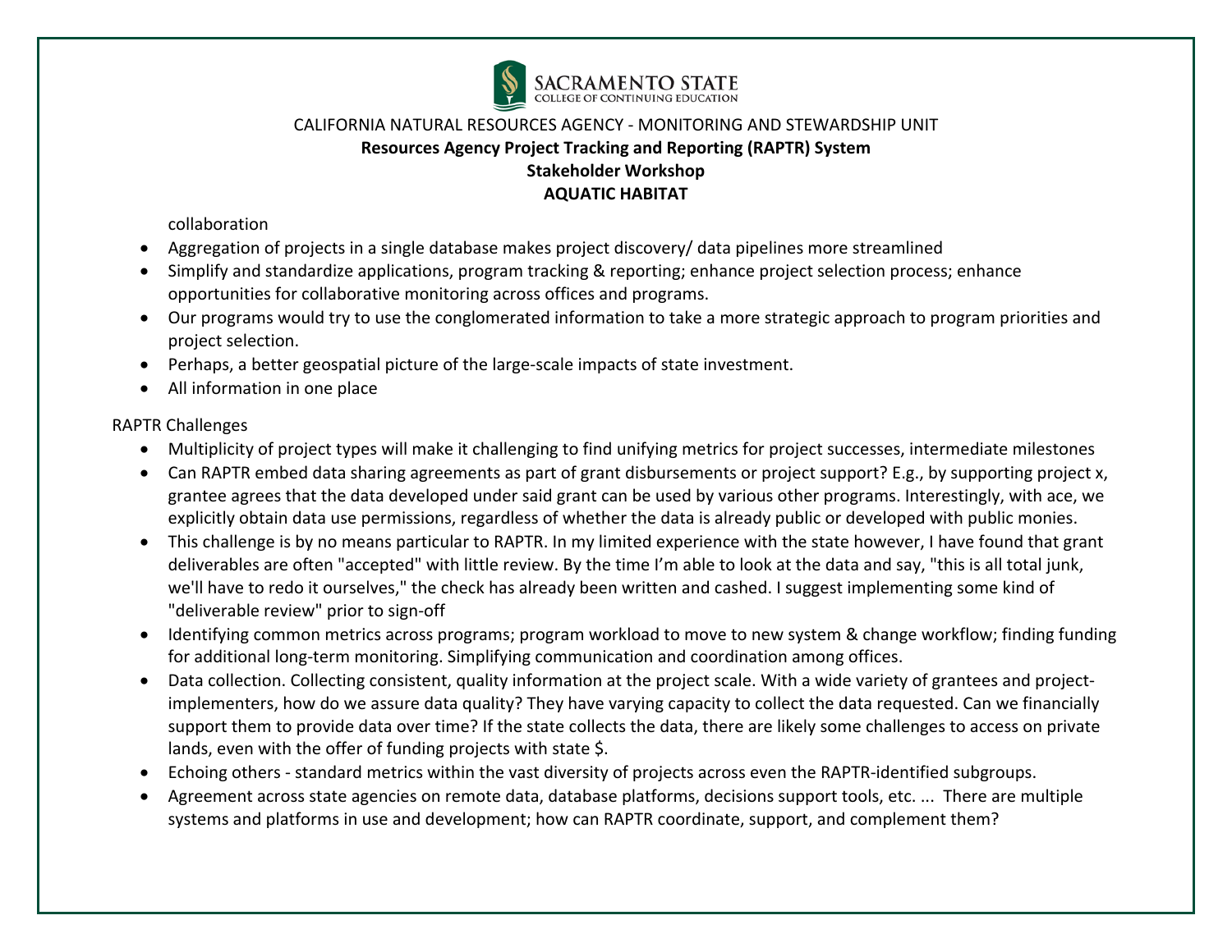collaboration

- Aggregation of projects in a single database makes project discovery/ data pipelines more streamlined
- Simplify and standardize applications, program tracking & reporting; enhance project selection process; enhance opportunities for collaborative monitoring across offices and programs.
- Our programs would try to use the conglomerated information to take a more strategic approach to program priorities and project selection.
- Perhaps, a better geospatial picture of the large-scale impacts of state investment.
- All information in one place

RAPTR Challenges

- Multiplicity of project types will make it challenging to find unifying metrics for project successes, intermediate milestones
- Can RAPTR embed data sharing agreements as part of grant disbursements or project support? E.g., by supporting project x, grantee agrees that the data developed under said grant can be used by various other programs. Interestingly, with ace, we explicitly obtain data use permissions, regardless of whether the data is already public or developed with public monies.
- This challenge is by no means particular to RAPTR. In my limited experience with the state however, I have found that grant deliverables are often "accepted" with little review. By the time I'm able to look at the data and say, "this is all total junk, we'll have to redo it ourselves," the check has already been written and cashed. I suggest implementing some kind of "deliverable review" prior to sign-off
- Identifying common metrics across programs; program workload to move to new system & change workflow; finding funding for additional long-term monitoring. Simplifying communication and coordination among offices.
- Data collection. Collecting consistent, quality information at the project scale. With a wide variety of grantees and project-implementers, how do we assure data quality? They have varying capacity to collect the data requested. Can we financially support them to provide data over time? If the state collects the data, there are likely some challenges to access on private lands, even with the offer of funding projects with state $.
- Echoing others - standard metrics within the vast diversity of projects across even the RAPTR-identified subgroups.
- Agreement across state agencies on remote data, database platforms, decisions support tools, etc. ... There are multiple systems and platforms in use and development; how can RAPTR coordinate, support, and complement them?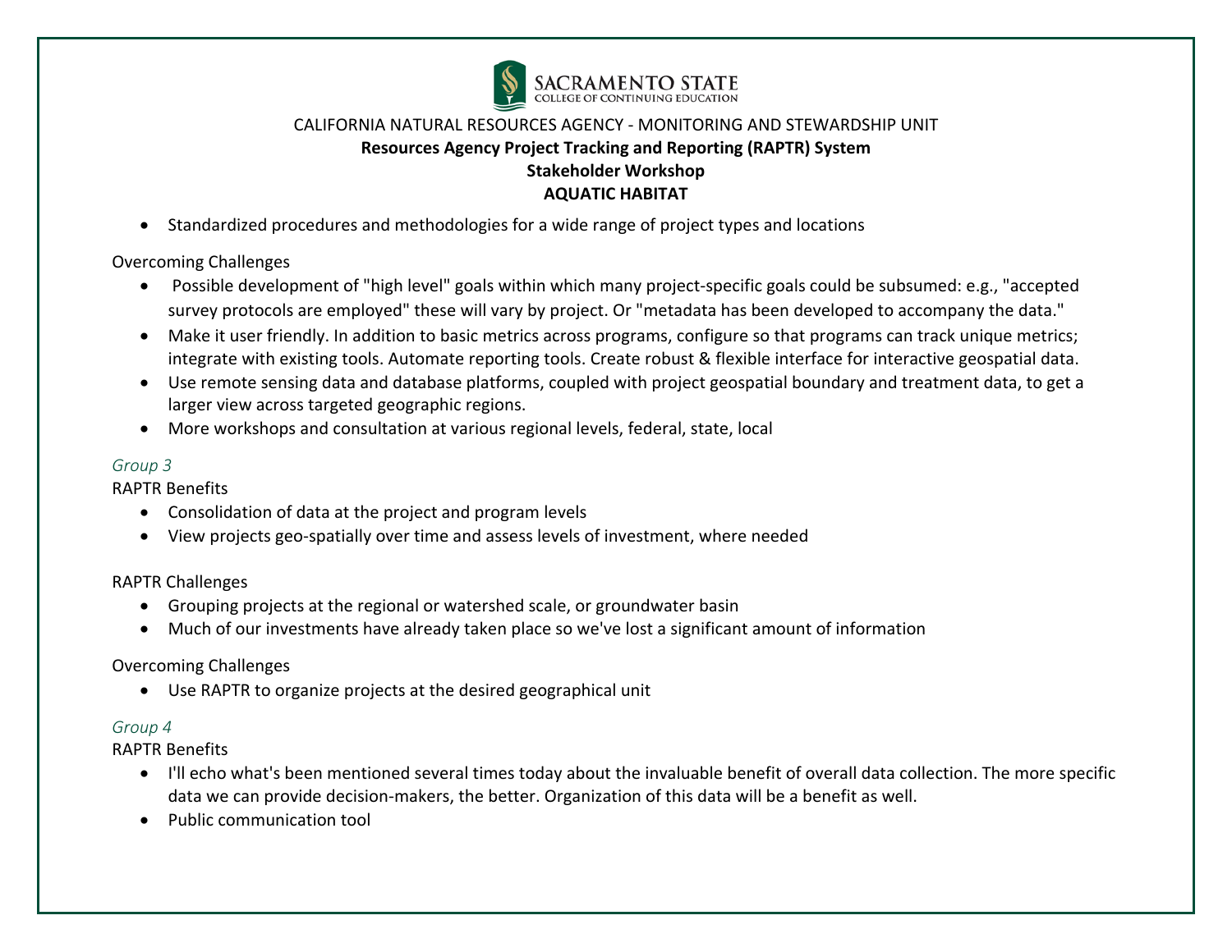- Standardized procedures and methodologies for a wide range of project types and locations

Overcoming Challenges

- Possible development of "high level" goals within which many project-specific goals could be subsumed: e.g., "accepted survey protocols are employed" these will vary by project. Or "metadata has been developed to accompany the data."
- Make it user friendly. In addition to basic metrics across programs, configure so that programs can track unique metrics; integrate with existing tools. Automate reporting tools. Create robust & flexible interface for interactive geospatial data.
- Use remote sensing data and database platforms, coupled with project geospatial boundary and treatment data, to get a larger view across targeted geographic regions.
- More workshops and consultation at various regional levels, federal, state, local

*Group 3*

RAPTR Benefits

- Consolidation of data at the project and program levels
- View projects geo-spatially over time and assess levels of investment, where needed

RAPTR Challenges

- Grouping projects at the regional or watershed scale, or groundwater basin
- Much of our investments have already taken place so we've lost a significant amount of information

Overcoming Challenges

- Use RAPTR to organize projects at the desired geographical unit

*Group 4*

RAPTR Benefits

- I'll echo what's been mentioned several times today about the invaluable benefit of overall data collection. The more specific data we can provide decision-makers, the better. Organization of this data will be a benefit as well.
- Public communication tool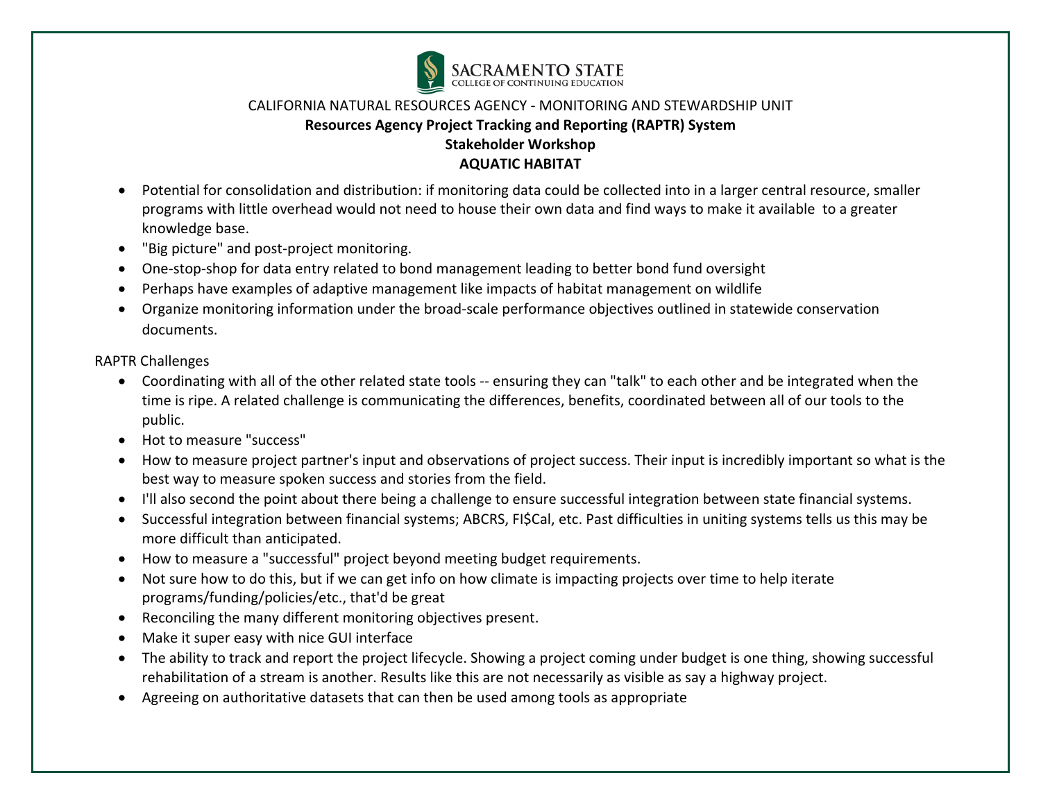SACRAMENTO STATE
COLLEGE OF CONTINUING EDUCATION

CALIFORNIA NATURAL RESOURCES AGENCY - MONITORING AND STEWARDSHIP UNIT

**Resources Agency Project Tracking and Reporting (RAPTR) System**

**Stakeholder Workshop**

**AQUATIC HABITAT**

- Potential for consolidation and distribution: if monitoring data could be collected into in a larger central resource, smaller programs with little overhead would not need to house their own data and find ways to make it available to a greater knowledge base.
- "Big picture" and post-project monitoring.
- One-stop-shop for data entry related to bond management leading to better bond fund oversight
- Perhaps have examples of adaptive management like impacts of habitat management on wildlife
- Organize monitoring information under the broad-scale performance objectives outlined in statewide conservation documents.

RAPTR Challenges

- Coordinating with all of the other related state tools -- ensuring they can "talk" to each other and be integrated when the time is ripe. A related challenge is communicating the differences, benefits, coordinated between all of our tools to the public.
- Hot to measure "success"
- How to measure project partner's input and observations of project success. Their input is incredibly important so what is the best way to measure spoken success and stories from the field.
- I'll also second the point about there being a challenge to ensure successful integration between state financial systems.
- Successful integration between financial systems; ABCRS, FI$Cal, etc. Past difficulties in uniting systems tells us this may be more difficult than anticipated.
- How to measure a "successful" project beyond meeting budget requirements.
- Not sure how to do this, but if we can get info on how climate is impacting projects over time to help iterate programs/funding/policies/etc., that'd be great
- Reconciling the many different monitoring objectives present.
- Make it super easy with nice GUI interface
- The ability to track and report the project lifecycle. Showing a project coming under budget is one thing, showing successful rehabilitation of a stream is another. Results like this are not necessarily as visible as say a highway project.
- Agreeing on authoritative datasets that can then be used among tools as appropriate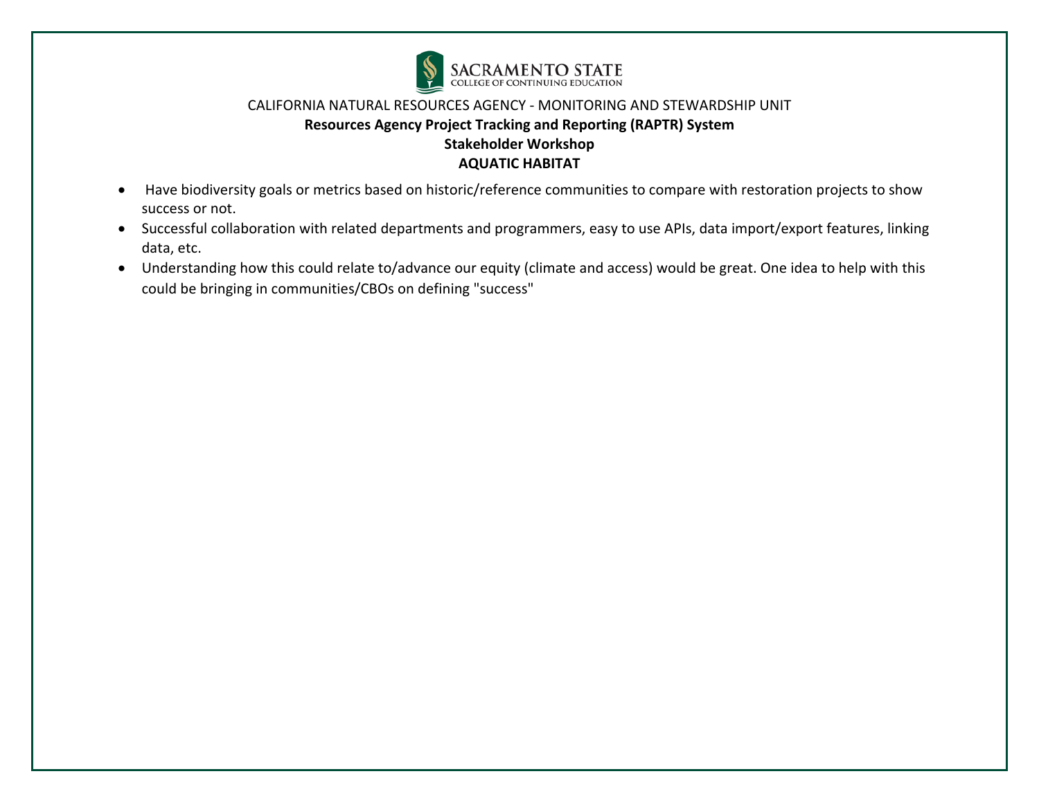SACRAMENTO STATE
COLLEGE OF CONTINUING EDUCATION

CALIFORNIA NATURAL RESOURCES AGENCY - MONITORING AND STEWARDSHIP UNIT

**Resources Agency Project Tracking and Reporting (RAPTR) System**

**Stakeholder Workshop**

**AQUATIC HABITAT**

- Have biodiversity goals or metrics based on historic/reference communities to compare with restoration projects to show success or not.
- Successful collaboration with related departments and programmers, easy to use APIs, data import/export features, linking data, etc.
- Understanding how this could relate to/advance our equity (climate and access) would be great. One idea to help with this could be bringing in communities/CBOs on defining "success"